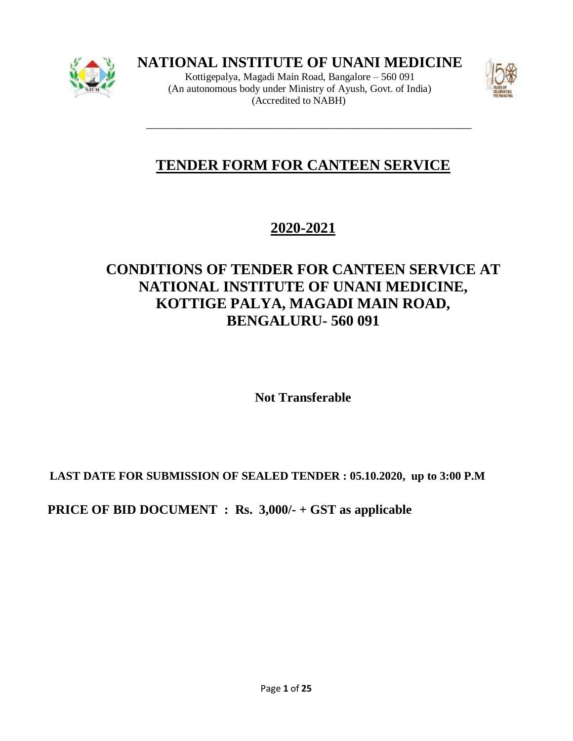# NATIONAL INSTITUTE OF UNANI MEDICINE

Kottigepalya, Magadi Main Road, Bangalore – 560 091
(An autonomous body under Ministry of Ayush, Govt. of India)
(Accredited to NABH)

---

## TENDER FORM FOR CANTEEN SERVICE

## 2020-2021

## CONDITIONS OF TENDER FOR CANTEEN SERVICE AT NATIONAL INSTITUTE OF UNANI MEDICINE, KOTTIGE PALYA, MAGADI MAIN ROAD, BENGALURU- 560 091

**Not Transferable**

**LAST DATE FOR SUBMISSION OF SEALED TENDER : 05.10.2020, up to 3:00 P.M**

**PRICE OF BID DOCUMENT : Rs. 3,000/- + GST as applicable**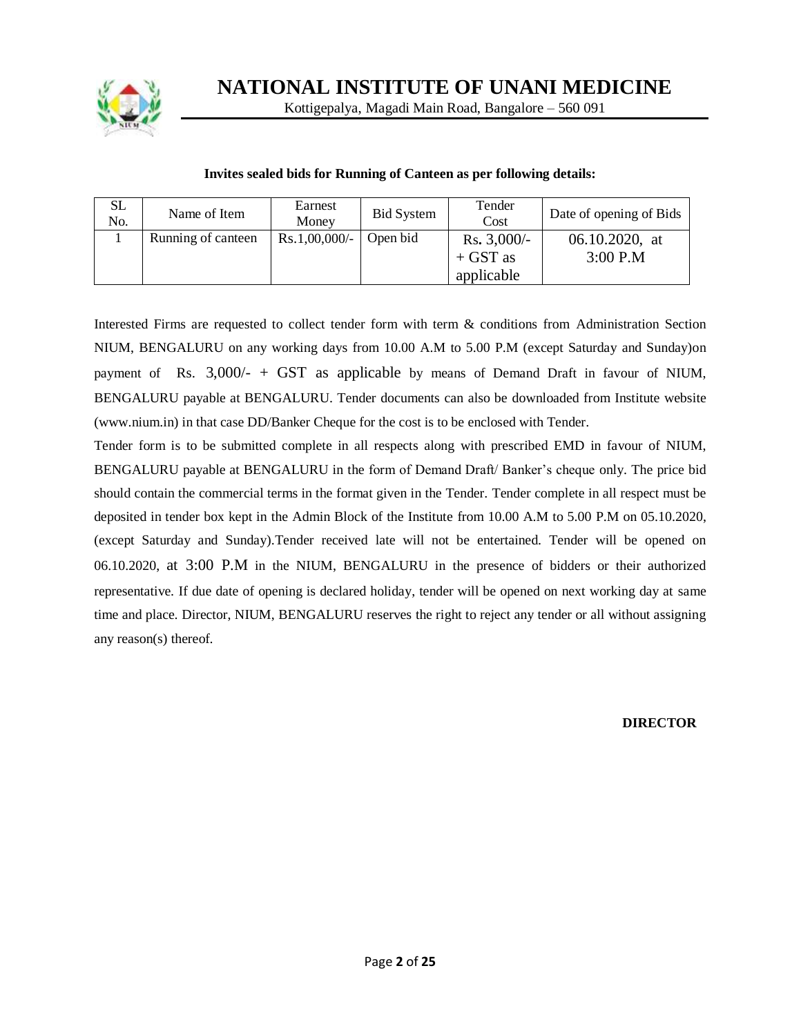# NATIONAL INSTITUTE OF UNANI MEDICINE

Kottigepalya, Magadi Main Road, Bangalore – 560 091

**Invites sealed bids for Running of Canteen as per following details:**

| SL No. | Name of Item | Earnest Money | Bid System | Tender Cost | Date of opening of Bids |
|---|---|---|---|---|---|
| 1 | Running of canteen | Rs.1,00,000/- | Open bid | Rs. 3,000/- + GST as applicable | 06.10.2020, at 3:00 P.M |

Interested Firms are requested to collect tender form with term & conditions from Administration Section NIUM, BENGALURU on any working days from 10.00 A.M to 5.00 P.M (except Saturday and Sunday)on payment of Rs. 3,000/- + GST as applicable by means of Demand Draft in favour of NIUM, BENGALURU payable at BENGALURU. Tender documents can also be downloaded from Institute website (www.nium.in) in that case DD/Banker Cheque for the cost is to be enclosed with Tender.

Tender form is to be submitted complete in all respects along with prescribed EMD in favour of NIUM, BENGALURU payable at BENGALURU in the form of Demand Draft/ Banker's cheque only. The price bid should contain the commercial terms in the format given in the Tender. Tender complete in all respect must be deposited in tender box kept in the Admin Block of the Institute from 10.00 A.M to 5.00 P.M on 05.10.2020, (except Saturday and Sunday).Tender received late will not be entertained. Tender will be opened on 06.10.2020, at 3:00 P.M in the NIUM, BENGALURU in the presence of bidders or their authorized representative. If due date of opening is declared holiday, tender will be opened on next working day at same time and place. Director, NIUM, BENGALURU reserves the right to reject any tender or all without assigning any reason(s) thereof.

**DIRECTOR**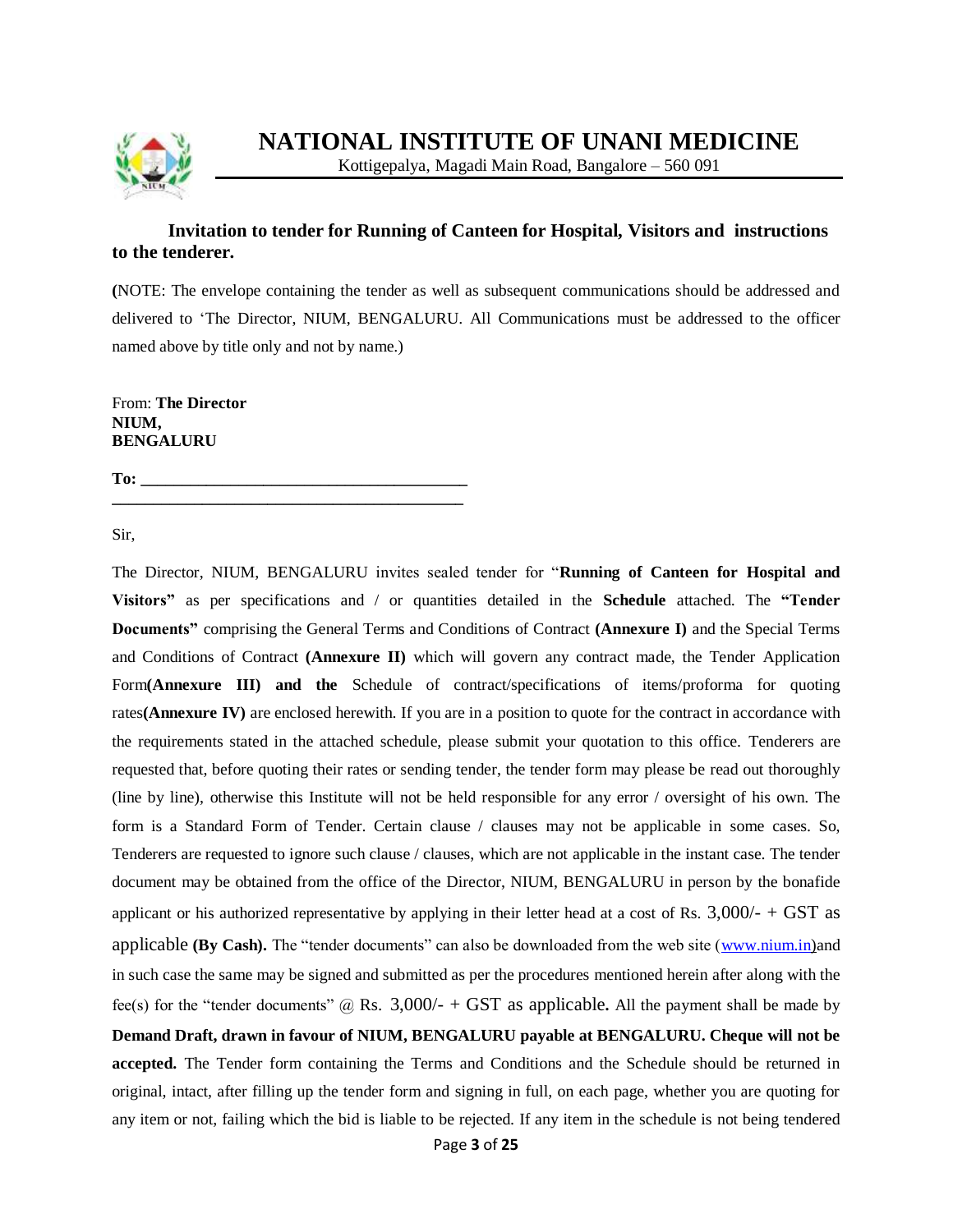# NATIONAL INSTITUTE OF UNANI MEDICINE

Kottigepalya, Magadi Main Road, Bangalore – 560 091

## Invitation to tender for Running of Canteen for Hospital, Visitors and instructions to the tenderer.

**(**NOTE: The envelope containing the tender as well as subsequent communications should be addressed and delivered to 'The Director, NIUM, BENGALURU. All Communications must be addressed to the officer named above by title only and not by name.)

From: **The Director**
**NIUM,**
**BENGALURU**

**To: ________________________________________**
**____________________________________________**

Sir,

The Director, NIUM, BENGALURU invites sealed tender for "**Running of Canteen for Hospital and Visitors"** as per specifications and / or quantities detailed in the **Schedule** attached. The **"Tender Documents"** comprising the General Terms and Conditions of Contract **(Annexure I)** and the Special Terms and Conditions of Contract **(Annexure II)** which will govern any contract made, the Tender Application Form**(Annexure III) and the** Schedule of contract/specifications of items/proforma for quoting rates**(Annexure IV)** are enclosed herewith. If you are in a position to quote for the contract in accordance with the requirements stated in the attached schedule, please submit your quotation to this office. Tenderers are requested that, before quoting their rates or sending tender, the tender form may please be read out thoroughly (line by line), otherwise this Institute will not be held responsible for any error / oversight of his own. The form is a Standard Form of Tender. Certain clause / clauses may not be applicable in some cases. So, Tenderers are requested to ignore such clause / clauses, which are not applicable in the instant case. The tender document may be obtained from the office of the Director, NIUM, BENGALURU in person by the bonafide applicant or his authorized representative by applying in their letter head at a cost of Rs. 3,000/- + GST as applicable **(By Cash).** The "tender documents" can also be downloaded from the web site (www.nium.in)and in such case the same may be signed and submitted as per the procedures mentioned herein after along with the fee(s) for the "tender documents" @ Rs. 3,000/- + GST as applicable**.** All the payment shall be made by **Demand Draft, drawn in favour of NIUM, BENGALURU payable at BENGALURU. Cheque will not be accepted.** The Tender form containing the Terms and Conditions and the Schedule should be returned in original, intact, after filling up the tender form and signing in full, on each page, whether you are quoting for any item or not, failing which the bid is liable to be rejected. If any item in the schedule is not being tendered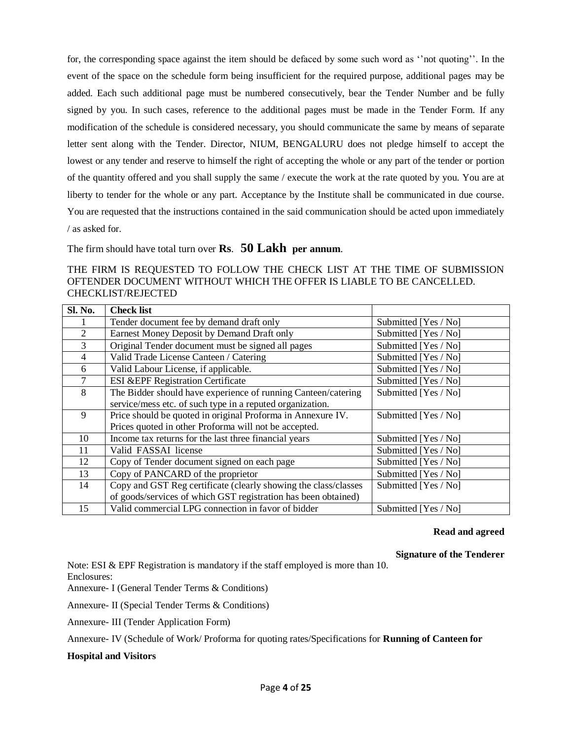for, the corresponding space against the item should be defaced by some such word as ''not quoting''. In the event of the space on the schedule form being insufficient for the required purpose, additional pages may be added. Each such additional page must be numbered consecutively, bear the Tender Number and be fully signed by you. In such cases, reference to the additional pages must be made in the Tender Form. If any modification of the schedule is considered necessary, you should communicate the same by means of separate letter sent along with the Tender. Director, NIUM, BENGALURU does not pledge himself to accept the lowest or any tender and reserve to himself the right of accepting the whole or any part of the tender or portion of the quantity offered and you shall supply the same / execute the work at the rate quoted by you. You are at liberty to tender for the whole or any part. Acceptance by the Institute shall be communicated in due course. You are requested that the instructions contained in the said communication should be acted upon immediately / as asked for.

The firm should have total turn over **Rs**. **50 Lakh per annum**.

THE FIRM IS REQUESTED TO FOLLOW THE CHECK LIST AT THE TIME OF SUBMISSION OFTENDER DOCUMENT WITHOUT WHICH THE OFFER IS LIABLE TO BE CANCELLED. CHECKLIST/REJECTED

| Sl. No. | Check list | |
|---|---|---|
| 1 | Tender document fee by demand draft only | Submitted [Yes / No] |
| 2 | Earnest Money Deposit by Demand Draft only | Submitted [Yes / No] |
| 3 | Original Tender document must be signed all pages | Submitted [Yes / No] |
| 4 | Valid Trade License Canteen / Catering | Submitted [Yes / No] |
| 6 | Valid Labour License, if applicable. | Submitted [Yes / No] |
| 7 | ESI &EPF Registration Certificate | Submitted [Yes / No] |
| 8 | The Bidder should have experience of running Canteen/catering service/mess etc. of such type in a reputed organization. | Submitted [Yes / No] |
| 9 | Price should be quoted in original Proforma in Annexure IV. Prices quoted in other Proforma will not be accepted. | Submitted [Yes / No] |
| 10 | Income tax returns for the last three financial years | Submitted [Yes / No] |
| 11 | Valid FASSAI license | Submitted [Yes / No] |
| 12 | Copy of Tender document signed on each page | Submitted [Yes / No] |
| 13 | Copy of PANCARD of the proprietor | Submitted [Yes / No] |
| 14 | Copy and GST Reg certificate (clearly showing the class/classes of goods/services of which GST registration has been obtained) | Submitted [Yes / No] |
| 15 | Valid commercial LPG connection in favor of bidder | Submitted [Yes / No] |

**Read and agreed**

**Signature of the Tenderer**

Note: ESI & EPF Registration is mandatory if the staff employed is more than 10.

Enclosures:

Annexure- I (General Tender Terms & Conditions)

Annexure- II (Special Tender Terms & Conditions)

Annexure- III (Tender Application Form)

Annexure- IV (Schedule of Work/ Proforma for quoting rates/Specifications for **Running of Canteen for Hospital and Visitors**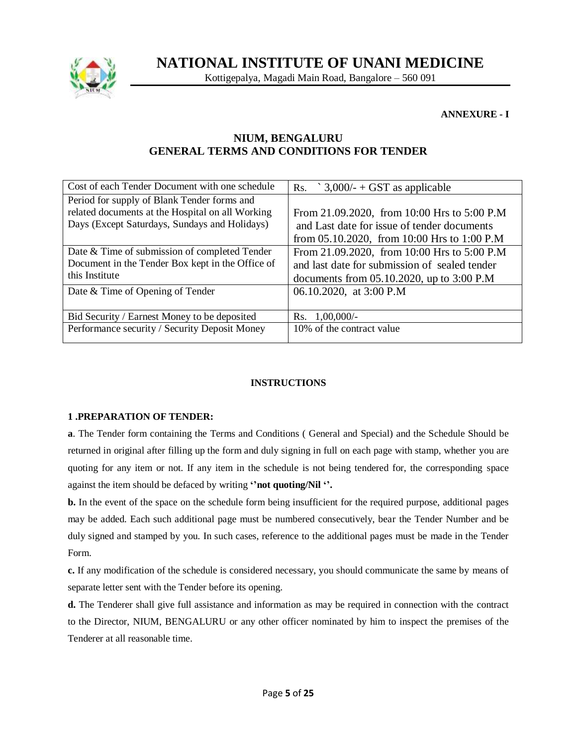# NATIONAL INSTITUTE OF UNANI MEDICINE

Kottigepalya, Magadi Main Road, Bangalore – 560 091

**ANNEXURE - I**

## NIUM, BENGALURU
## GENERAL TERMS AND CONDITIONS FOR TENDER

| | |
|---|---|
| Cost of each Tender Document with one schedule | Rs. ` 3,000/- + GST as applicable |
| Period for supply of Blank Tender forms and related documents at the Hospital on all Working Days (Except Saturdays, Sundays and Holidays) | From 21.09.2020, from 10:00 Hrs to 5:00 P.M and Last date for issue of tender documents from 05.10.2020, from 10:00 Hrs to 1:00 P.M |
| Date & Time of submission of completed Tender Document in the Tender Box kept in the Office of this Institute | From 21.09.2020, from 10:00 Hrs to 5:00 P.M and last date for submission of sealed tender documents from 05.10.2020, up to 3:00 P.M |
| Date & Time of Opening of Tender | 06.10.2020, at 3:00 P.M |
| Bid Security / Earnest Money to be deposited | Rs. 1,00,000/- |
| Performance security / Security Deposit Money | 10% of the contract value |

### INSTRUCTIONS

**1 .PREPARATION OF TENDER:**

**a**. The Tender form containing the Terms and Conditions ( General and Special) and the Schedule Should be returned in original after filling up the form and duly signing in full on each page with stamp, whether you are quoting for any item or not. If any item in the schedule is not being tendered for, the corresponding space against the item should be defaced by writing **''not quoting/Nil ''.**

**b.** In the event of the space on the schedule form being insufficient for the required purpose, additional pages may be added. Each such additional page must be numbered consecutively, bear the Tender Number and be duly signed and stamped by you. In such cases, reference to the additional pages must be made in the Tender Form.

**c.** If any modification of the schedule is considered necessary, you should communicate the same by means of separate letter sent with the Tender before its opening.

**d.** The Tenderer shall give full assistance and information as may be required in connection with the contract to the Director, NIUM, BENGALURU or any other officer nominated by him to inspect the premises of the Tenderer at all reasonable time.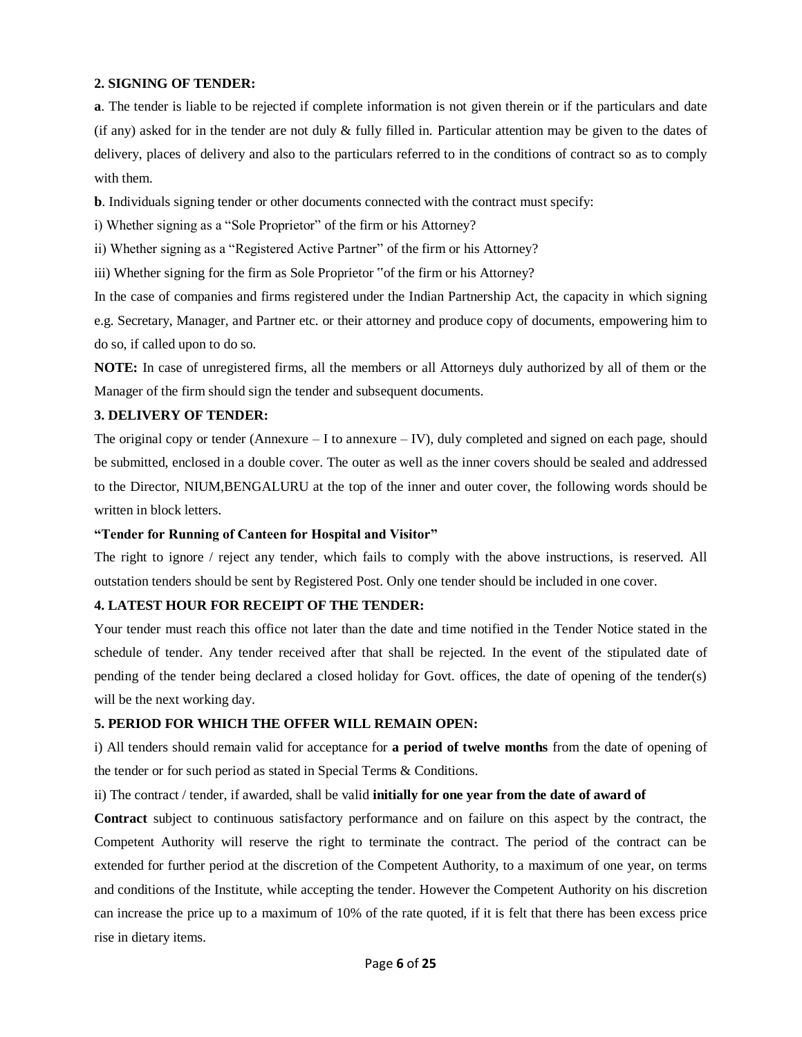### 2. SIGNING OF TENDER:

**a**. The tender is liable to be rejected if complete information is not given therein or if the particulars and date (if any) asked for in the tender are not duly & fully filled in. Particular attention may be given to the dates of delivery, places of delivery and also to the particulars referred to in the conditions of contract so as to comply with them.

**b**. Individuals signing tender or other documents connected with the contract must specify:

i) Whether signing as a "Sole Proprietor" of the firm or his Attorney?

ii) Whether signing as a "Registered Active Partner" of the firm or his Attorney?

iii) Whether signing for the firm as Sole Proprietor "of the firm or his Attorney?

In the case of companies and firms registered under the Indian Partnership Act, the capacity in which signing e.g. Secretary, Manager, and Partner etc. or their attorney and produce copy of documents, empowering him to do so, if called upon to do so.

**NOTE:** In case of unregistered firms, all the members or all Attorneys duly authorized by all of them or the Manager of the firm should sign the tender and subsequent documents.

### 3. DELIVERY OF TENDER:

The original copy or tender (Annexure – I to annexure – IV), duly completed and signed on each page, should be submitted, enclosed in a double cover. The outer as well as the inner covers should be sealed and addressed to the Director, NIUM,BENGALURU at the top of the inner and outer cover, the following words should be written in block letters.

**"Tender for Running of Canteen for Hospital and Visitor"**

The right to ignore / reject any tender, which fails to comply with the above instructions, is reserved. All outstation tenders should be sent by Registered Post. Only one tender should be included in one cover.

### 4. LATEST HOUR FOR RECEIPT OF THE TENDER:

Your tender must reach this office not later than the date and time notified in the Tender Notice stated in the schedule of tender. Any tender received after that shall be rejected. In the event of the stipulated date of pending of the tender being declared a closed holiday for Govt. offices, the date of opening of the tender(s) will be the next working day.

### 5. PERIOD FOR WHICH THE OFFER WILL REMAIN OPEN:

i) All tenders should remain valid for acceptance for **a period of twelve months** from the date of opening of the tender or for such period as stated in Special Terms & Conditions.

ii) The contract / tender, if awarded, shall be valid **initially for one year from the date of award of Contract** subject to continuous satisfactory performance and on failure on this aspect by the contract, the Competent Authority will reserve the right to terminate the contract. The period of the contract can be extended for further period at the discretion of the Competent Authority, to a maximum of one year, on terms and conditions of the Institute, while accepting the tender. However the Competent Authority on his discretion can increase the price up to a maximum of 10% of the rate quoted, if it is felt that there has been excess price rise in dietary items.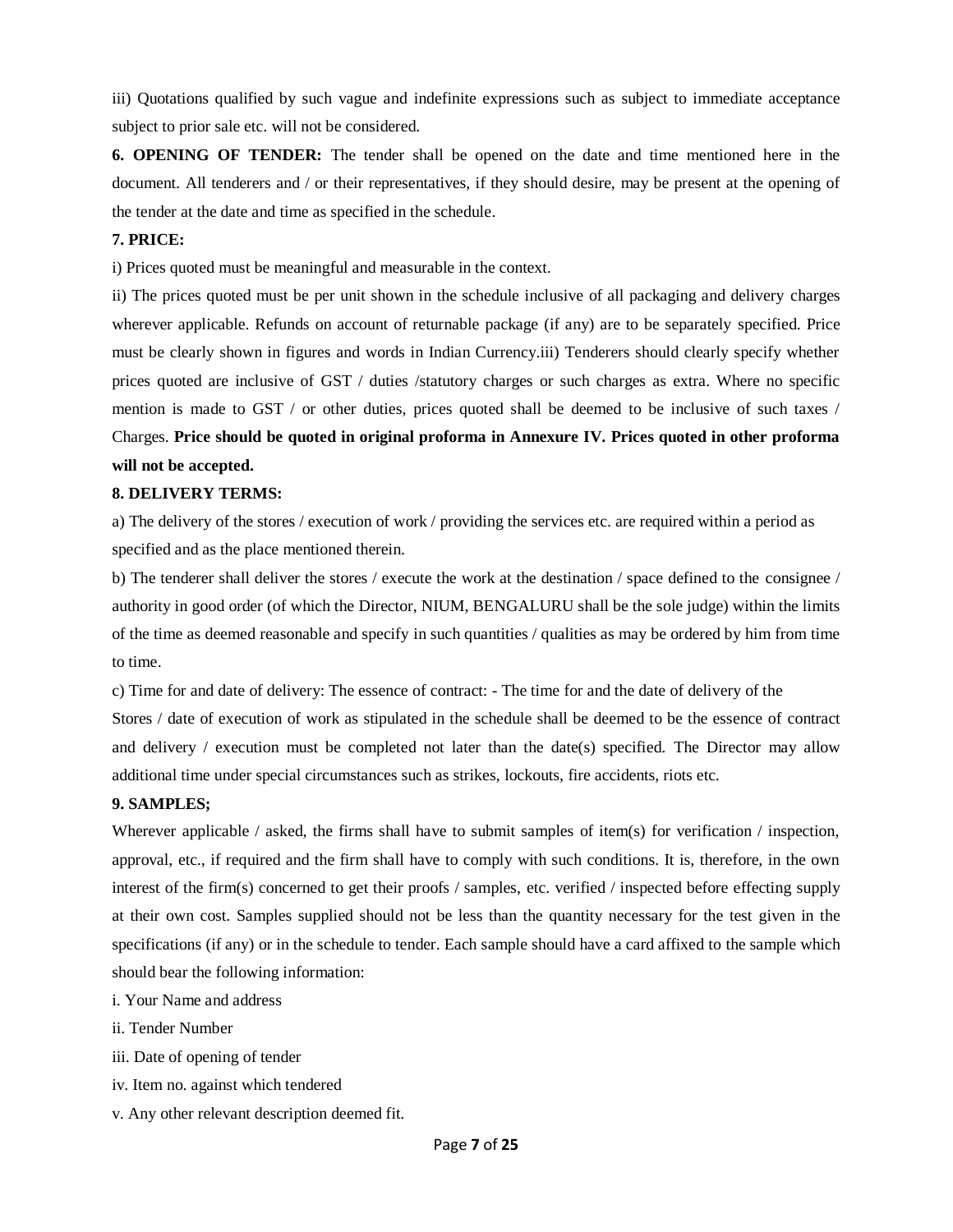iii) Quotations qualified by such vague and indefinite expressions such as subject to immediate acceptance subject to prior sale etc. will not be considered.

**6. OPENING OF TENDER:** The tender shall be opened on the date and time mentioned here in the document. All tenderers and / or their representatives, if they should desire, may be present at the opening of the tender at the date and time as specified in the schedule.

**7. PRICE:**

i) Prices quoted must be meaningful and measurable in the context.

ii) The prices quoted must be per unit shown in the schedule inclusive of all packaging and delivery charges wherever applicable. Refunds on account of returnable package (if any) are to be separately specified. Price must be clearly shown in figures and words in Indian Currency.iii) Tenderers should clearly specify whether prices quoted are inclusive of GST / duties /statutory charges or such charges as extra. Where no specific mention is made to GST / or other duties, prices quoted shall be deemed to be inclusive of such taxes / Charges. **Price should be quoted in original proforma in Annexure IV. Prices quoted in other proforma will not be accepted.**

**8. DELIVERY TERMS:**

a) The delivery of the stores / execution of work / providing the services etc. are required within a period as specified and as the place mentioned therein.

b) The tenderer shall deliver the stores / execute the work at the destination / space defined to the consignee / authority in good order (of which the Director, NIUM, BENGALURU shall be the sole judge) within the limits of the time as deemed reasonable and specify in such quantities / qualities as may be ordered by him from time to time.

c) Time for and date of delivery: The essence of contract: - The time for and the date of delivery of the Stores / date of execution of work as stipulated in the schedule shall be deemed to be the essence of contract and delivery / execution must be completed not later than the date(s) specified. The Director may allow additional time under special circumstances such as strikes, lockouts, fire accidents, riots etc.

**9. SAMPLES;**

Wherever applicable / asked, the firms shall have to submit samples of item(s) for verification / inspection, approval, etc., if required and the firm shall have to comply with such conditions. It is, therefore, in the own interest of the firm(s) concerned to get their proofs / samples, etc. verified / inspected before effecting supply at their own cost. Samples supplied should not be less than the quantity necessary for the test given in the specifications (if any) or in the schedule to tender. Each sample should have a card affixed to the sample which should bear the following information:

i. Your Name and address

ii. Tender Number

iii. Date of opening of tender

iv. Item no. against which tendered

v. Any other relevant description deemed fit.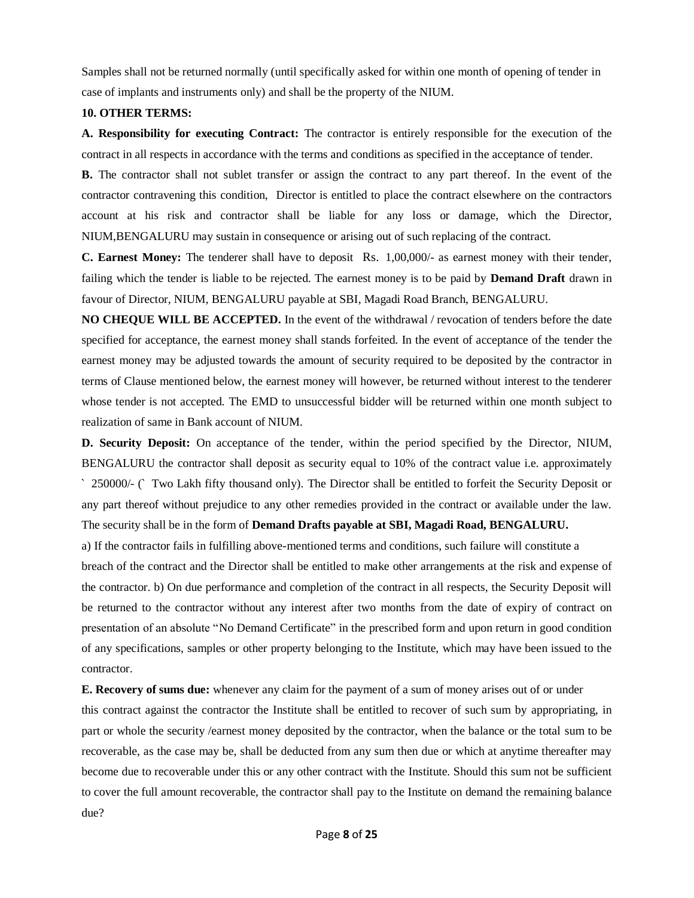Samples shall not be returned normally (until specifically asked for within one month of opening of tender in case of implants and instruments only) and shall be the property of the NIUM.

**10. OTHER TERMS:**

**A. Responsibility for executing Contract:** The contractor is entirely responsible for the execution of the contract in all respects in accordance with the terms and conditions as specified in the acceptance of tender.

**B.** The contractor shall not sublet transfer or assign the contract to any part thereof. In the event of the contractor contravening this condition, Director is entitled to place the contract elsewhere on the contractors account at his risk and contractor shall be liable for any loss or damage, which the Director, NIUM,BENGALURU may sustain in consequence or arising out of such replacing of the contract.

**C. Earnest Money:** The tenderer shall have to deposit Rs. 1,00,000/- as earnest money with their tender, failing which the tender is liable to be rejected. The earnest money is to be paid by **Demand Draft** drawn in favour of Director, NIUM, BENGALURU payable at SBI, Magadi Road Branch, BENGALURU.

**NO CHEQUE WILL BE ACCEPTED.** In the event of the withdrawal / revocation of tenders before the date specified for acceptance, the earnest money shall stands forfeited. In the event of acceptance of the tender the earnest money may be adjusted towards the amount of security required to be deposited by the contractor in terms of Clause mentioned below, the earnest money will however, be returned without interest to the tenderer whose tender is not accepted. The EMD to unsuccessful bidder will be returned within one month subject to realization of same in Bank account of NIUM.

**D. Security Deposit:** On acceptance of the tender, within the period specified by the Director, NIUM, BENGALURU the contractor shall deposit as security equal to 10% of the contract value i.e. approximately ` 250000/- (` Two Lakh fifty thousand only). The Director shall be entitled to forfeit the Security Deposit or any part thereof without prejudice to any other remedies provided in the contract or available under the law. The security shall be in the form of **Demand Drafts payable at SBI, Magadi Road, BENGALURU.**

a) If the contractor fails in fulfilling above-mentioned terms and conditions, such failure will constitute a breach of the contract and the Director shall be entitled to make other arrangements at the risk and expense of the contractor. b) On due performance and completion of the contract in all respects, the Security Deposit will be returned to the contractor without any interest after two months from the date of expiry of contract on presentation of an absolute "No Demand Certificate" in the prescribed form and upon return in good condition of any specifications, samples or other property belonging to the Institute, which may have been issued to the contractor.

**E. Recovery of sums due:** whenever any claim for the payment of a sum of money arises out of or under this contract against the contractor the Institute shall be entitled to recover of such sum by appropriating, in part or whole the security /earnest money deposited by the contractor, when the balance or the total sum to be recoverable, as the case may be, shall be deducted from any sum then due or which at anytime thereafter may become due to recoverable under this or any other contract with the Institute. Should this sum not be sufficient to cover the full amount recoverable, the contractor shall pay to the Institute on demand the remaining balance due?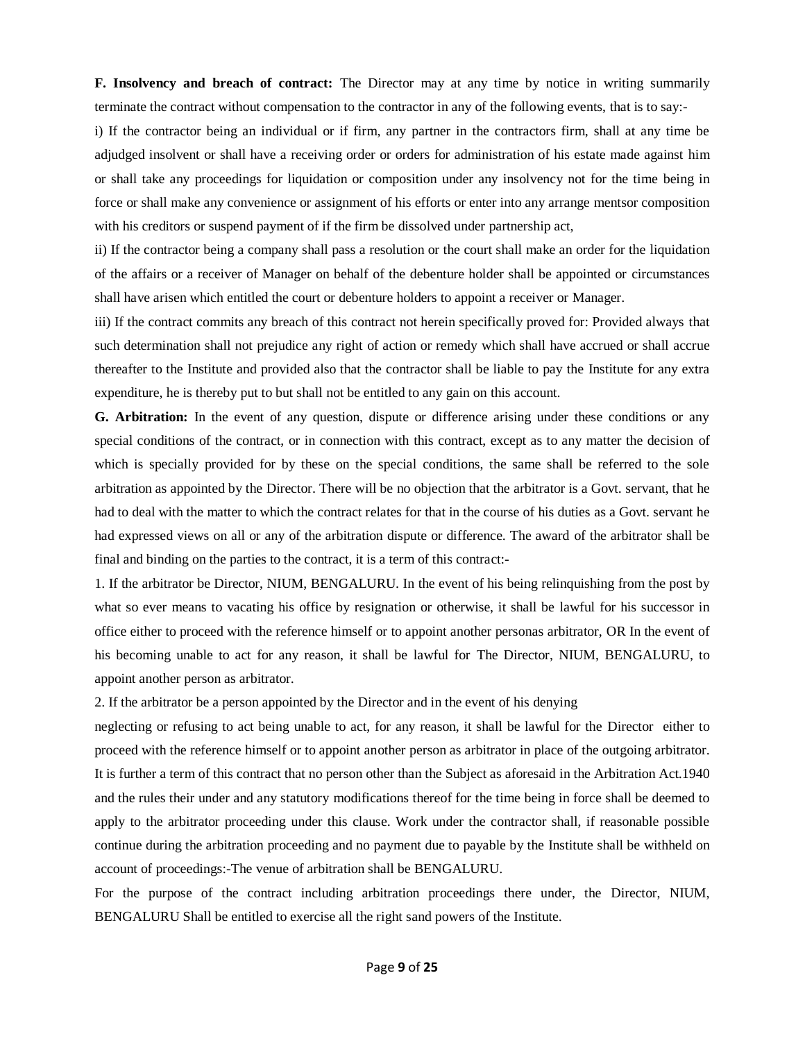**F. Insolvency and breach of contract:** The Director may at any time by notice in writing summarily terminate the contract without compensation to the contractor in any of the following events, that is to say:-

i) If the contractor being an individual or if firm, any partner in the contractors firm, shall at any time be adjudged insolvent or shall have a receiving order or orders for administration of his estate made against him or shall take any proceedings for liquidation or composition under any insolvency not for the time being in force or shall make any convenience or assignment of his efforts or enter into any arrange mentsor composition with his creditors or suspend payment of if the firm be dissolved under partnership act,

ii) If the contractor being a company shall pass a resolution or the court shall make an order for the liquidation of the affairs or a receiver of Manager on behalf of the debenture holder shall be appointed or circumstances shall have arisen which entitled the court or debenture holders to appoint a receiver or Manager.

iii) If the contract commits any breach of this contract not herein specifically proved for: Provided always that such determination shall not prejudice any right of action or remedy which shall have accrued or shall accrue thereafter to the Institute and provided also that the contractor shall be liable to pay the Institute for any extra expenditure, he is thereby put to but shall not be entitled to any gain on this account.

**G. Arbitration:** In the event of any question, dispute or difference arising under these conditions or any special conditions of the contract, or in connection with this contract, except as to any matter the decision of which is specially provided for by these on the special conditions, the same shall be referred to the sole arbitration as appointed by the Director. There will be no objection that the arbitrator is a Govt. servant, that he had to deal with the matter to which the contract relates for that in the course of his duties as a Govt. servant he had expressed views on all or any of the arbitration dispute or difference. The award of the arbitrator shall be final and binding on the parties to the contract, it is a term of this contract:-

1. If the arbitrator be Director, NIUM, BENGALURU. In the event of his being relinquishing from the post by what so ever means to vacating his office by resignation or otherwise, it shall be lawful for his successor in office either to proceed with the reference himself or to appoint another personas arbitrator, OR In the event of his becoming unable to act for any reason, it shall be lawful for The Director, NIUM, BENGALURU, to appoint another person as arbitrator.

2. If the arbitrator be a person appointed by the Director and in the event of his denying neglecting or refusing to act being unable to act, for any reason, it shall be lawful for the Director either to proceed with the reference himself or to appoint another person as arbitrator in place of the outgoing arbitrator. It is further a term of this contract that no person other than the Subject as aforesaid in the Arbitration Act.1940 and the rules their under and any statutory modifications thereof for the time being in force shall be deemed to apply to the arbitrator proceeding under this clause. Work under the contractor shall, if reasonable possible continue during the arbitration proceeding and no payment due to payable by the Institute shall be withheld on account of proceedings:-The venue of arbitration shall be BENGALURU.

For the purpose of the contract including arbitration proceedings there under, the Director, NIUM, BENGALURU Shall be entitled to exercise all the right sand powers of the Institute.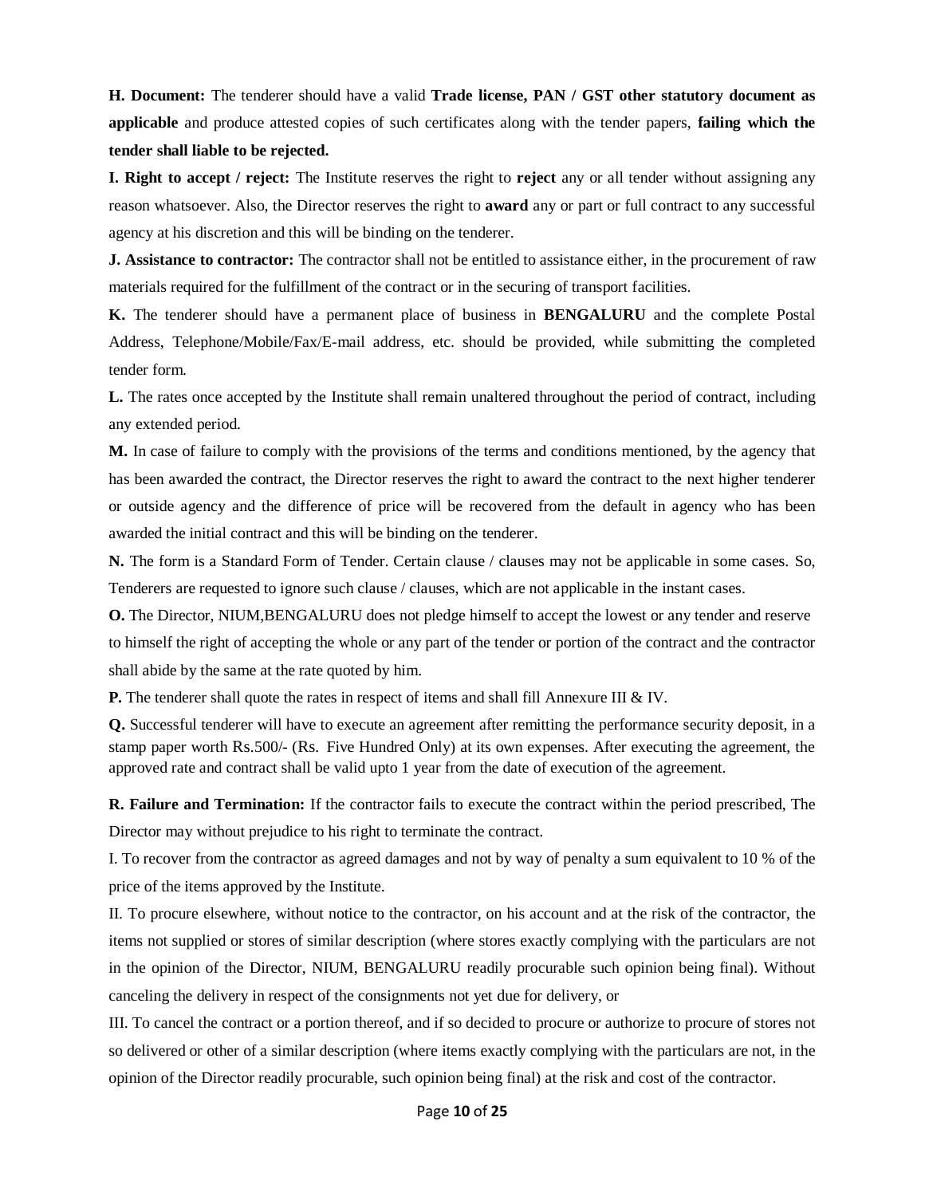**H. Document:** The tenderer should have a valid **Trade license, PAN / GST other statutory document as applicable** and produce attested copies of such certificates along with the tender papers, **failing which the tender shall liable to be rejected.**

**I. Right to accept / reject:** The Institute reserves the right to **reject** any or all tender without assigning any reason whatsoever. Also, the Director reserves the right to **award** any or part or full contract to any successful agency at his discretion and this will be binding on the tenderer.

**J. Assistance to contractor:** The contractor shall not be entitled to assistance either, in the procurement of raw materials required for the fulfillment of the contract or in the securing of transport facilities.

**K.** The tenderer should have a permanent place of business in **BENGALURU** and the complete Postal Address, Telephone/Mobile/Fax/E-mail address, etc. should be provided, while submitting the completed tender form.

**L.** The rates once accepted by the Institute shall remain unaltered throughout the period of contract, including any extended period.

**M.** In case of failure to comply with the provisions of the terms and conditions mentioned, by the agency that has been awarded the contract, the Director reserves the right to award the contract to the next higher tenderer or outside agency and the difference of price will be recovered from the default in agency who has been awarded the initial contract and this will be binding on the tenderer.

**N.** The form is a Standard Form of Tender. Certain clause / clauses may not be applicable in some cases. So, Tenderers are requested to ignore such clause / clauses, which are not applicable in the instant cases.

**O.** The Director, NIUM,BENGALURU does not pledge himself to accept the lowest or any tender and reserve to himself the right of accepting the whole or any part of the tender or portion of the contract and the contractor shall abide by the same at the rate quoted by him.

**P.** The tenderer shall quote the rates in respect of items and shall fill Annexure III & IV.

**Q.** Successful tenderer will have to execute an agreement after remitting the performance security deposit, in a stamp paper worth Rs.500/- (Rs. Five Hundred Only) at its own expenses. After executing the agreement, the approved rate and contract shall be valid upto 1 year from the date of execution of the agreement.

**R. Failure and Termination:** If the contractor fails to execute the contract within the period prescribed, The Director may without prejudice to his right to terminate the contract.

I. To recover from the contractor as agreed damages and not by way of penalty a sum equivalent to 10 % of the price of the items approved by the Institute.

II. To procure elsewhere, without notice to the contractor, on his account and at the risk of the contractor, the items not supplied or stores of similar description (where stores exactly complying with the particulars are not in the opinion of the Director, NIUM, BENGALURU readily procurable such opinion being final). Without canceling the delivery in respect of the consignments not yet due for delivery, or

III. To cancel the contract or a portion thereof, and if so decided to procure or authorize to procure of stores not so delivered or other of a similar description (where items exactly complying with the particulars are not, in the opinion of the Director readily procurable, such opinion being final) at the risk and cost of the contractor.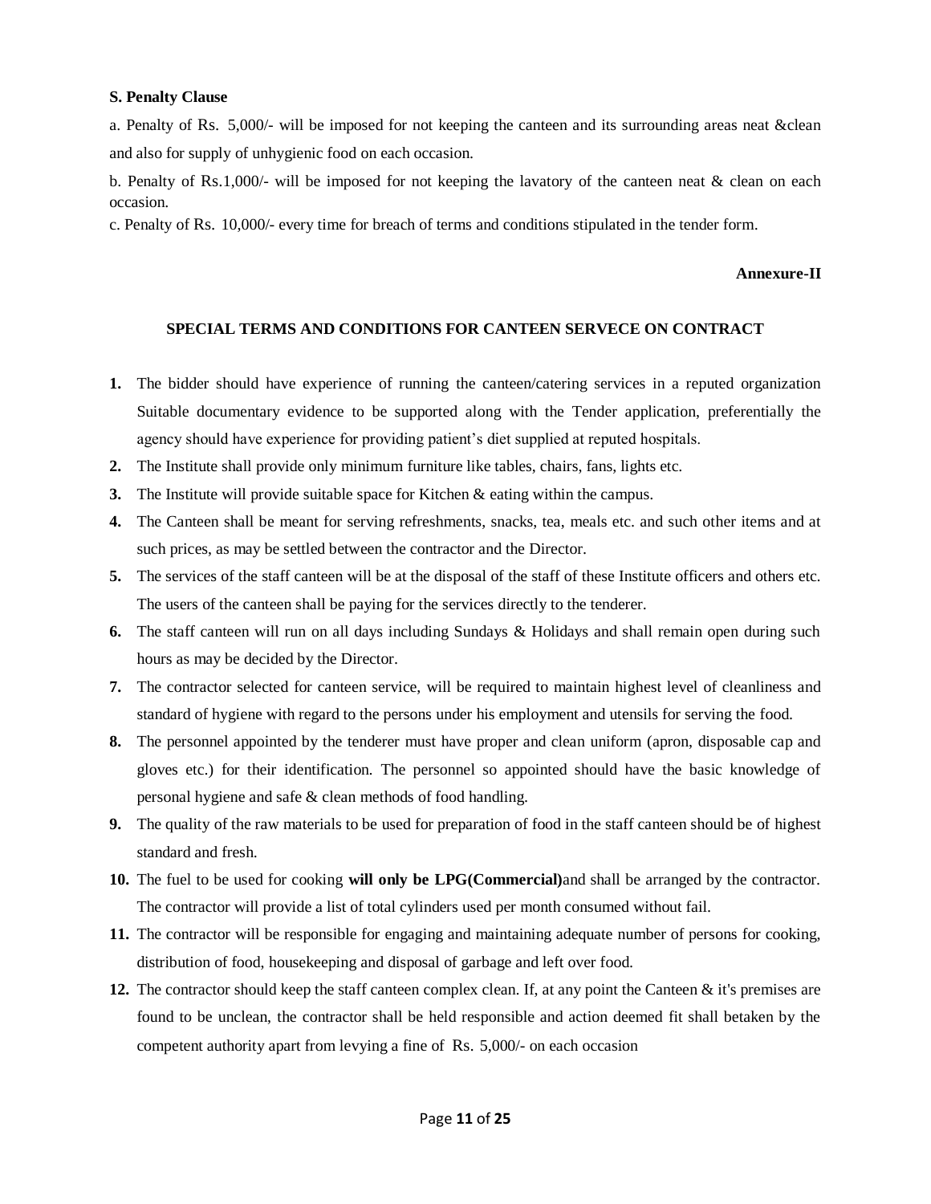**S. Penalty Clause**

a. Penalty of Rs. 5,000/- will be imposed for not keeping the canteen and its surrounding areas neat &clean and also for supply of unhygienic food on each occasion.

b. Penalty of Rs.1,000/- will be imposed for not keeping the lavatory of the canteen neat & clean on each occasion.

c. Penalty of Rs. 10,000/- every time for breach of terms and conditions stipulated in the tender form.

**Annexure-II**

**SPECIAL TERMS AND CONDITIONS FOR CANTEEN SERVECE ON CONTRACT**

1. The bidder should have experience of running the canteen/catering services in a reputed organization Suitable documentary evidence to be supported along with the Tender application, preferentially the agency should have experience for providing patient's diet supplied at reputed hospitals.
2. The Institute shall provide only minimum furniture like tables, chairs, fans, lights etc.
3. The Institute will provide suitable space for Kitchen & eating within the campus.
4. The Canteen shall be meant for serving refreshments, snacks, tea, meals etc. and such other items and at such prices, as may be settled between the contractor and the Director.
5. The services of the staff canteen will be at the disposal of the staff of these Institute officers and others etc. The users of the canteen shall be paying for the services directly to the tenderer.
6. The staff canteen will run on all days including Sundays & Holidays and shall remain open during such hours as may be decided by the Director.
7. The contractor selected for canteen service, will be required to maintain highest level of cleanliness and standard of hygiene with regard to the persons under his employment and utensils for serving the food.
8. The personnel appointed by the tenderer must have proper and clean uniform (apron, disposable cap and gloves etc.) for their identification. The personnel so appointed should have the basic knowledge of personal hygiene and safe & clean methods of food handling.
9. The quality of the raw materials to be used for preparation of food in the staff canteen should be of highest standard and fresh.
10. The fuel to be used for cooking **will only be LPG(Commercial)**and shall be arranged by the contractor. The contractor will provide a list of total cylinders used per month consumed without fail.
11. The contractor will be responsible for engaging and maintaining adequate number of persons for cooking, distribution of food, housekeeping and disposal of garbage and left over food.
12. The contractor should keep the staff canteen complex clean. If, at any point the Canteen & it's premises are found to be unclean, the contractor shall be held responsible and action deemed fit shall betaken by the competent authority apart from levying a fine of Rs. 5,000/- on each occasion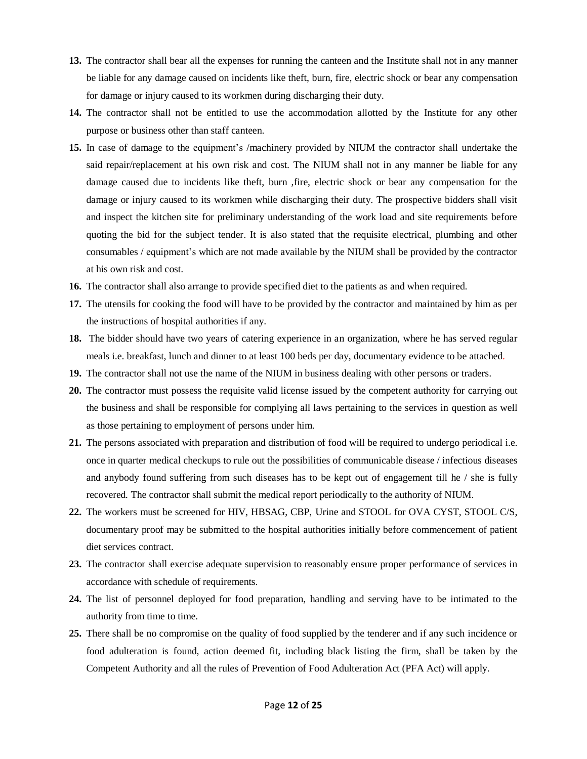**13.** The contractor shall bear all the expenses for running the canteen and the Institute shall not in any manner be liable for any damage caused on incidents like theft, burn, fire, electric shock or bear any compensation for damage or injury caused to its workmen during discharging their duty.

**14.** The contractor shall not be entitled to use the accommodation allotted by the Institute for any other purpose or business other than staff canteen.

**15.** In case of damage to the equipment's /machinery provided by NIUM the contractor shall undertake the said repair/replacement at his own risk and cost. The NIUM shall not in any manner be liable for any damage caused due to incidents like theft, burn ,fire, electric shock or bear any compensation for the damage or injury caused to its workmen while discharging their duty. The prospective bidders shall visit and inspect the kitchen site for preliminary understanding of the work load and site requirements before quoting the bid for the subject tender. It is also stated that the requisite electrical, plumbing and other consumables / equipment's which are not made available by the NIUM shall be provided by the contractor at his own risk and cost.

**16.** The contractor shall also arrange to provide specified diet to the patients as and when required.

**17.** The utensils for cooking the food will have to be provided by the contractor and maintained by him as per the instructions of hospital authorities if any.

**18.** The bidder should have two years of catering experience in an organization, where he has served regular meals i.e. breakfast, lunch and dinner to at least 100 beds per day, documentary evidence to be attached.

**19.** The contractor shall not use the name of the NIUM in business dealing with other persons or traders.

**20.** The contractor must possess the requisite valid license issued by the competent authority for carrying out the business and shall be responsible for complying all laws pertaining to the services in question as well as those pertaining to employment of persons under him.

**21.** The persons associated with preparation and distribution of food will be required to undergo periodical i.e. once in quarter medical checkups to rule out the possibilities of communicable disease / infectious diseases and anybody found suffering from such diseases has to be kept out of engagement till he / she is fully recovered. The contractor shall submit the medical report periodically to the authority of NIUM.

**22.** The workers must be screened for HIV, HBSAG, CBP, Urine and STOOL for OVA CYST, STOOL C/S, documentary proof may be submitted to the hospital authorities initially before commencement of patient diet services contract.

**23.** The contractor shall exercise adequate supervision to reasonably ensure proper performance of services in accordance with schedule of requirements.

**24.** The list of personnel deployed for food preparation, handling and serving have to be intimated to the authority from time to time.

**25.** There shall be no compromise on the quality of food supplied by the tenderer and if any such incidence or food adulteration is found, action deemed fit, including black listing the firm, shall be taken by the Competent Authority and all the rules of Prevention of Food Adulteration Act (PFA Act) will apply.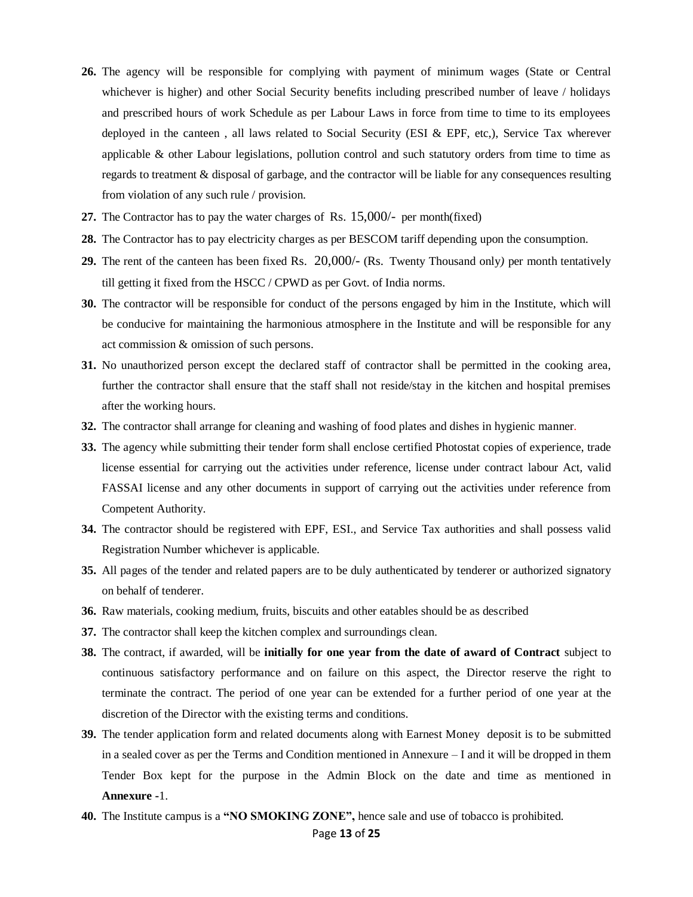**26.** The agency will be responsible for complying with payment of minimum wages (State or Central whichever is higher) and other Social Security benefits including prescribed number of leave / holidays and prescribed hours of work Schedule as per Labour Laws in force from time to time to its employees deployed in the canteen , all laws related to Social Security (ESI & EPF, etc,), Service Tax wherever applicable & other Labour legislations, pollution control and such statutory orders from time to time as regards to treatment & disposal of garbage, and the contractor will be liable for any consequences resulting from violation of any such rule / provision.

**27.** The Contractor has to pay the water charges of Rs. 15,000/- per month(fixed)

**28.** The Contractor has to pay electricity charges as per BESCOM tariff depending upon the consumption.

**29.** The rent of the canteen has been fixed Rs. 20,000/- (Rs. Twenty Thousand only*)* per month tentatively till getting it fixed from the HSCC / CPWD as per Govt. of India norms.

**30.** The contractor will be responsible for conduct of the persons engaged by him in the Institute, which will be conducive for maintaining the harmonious atmosphere in the Institute and will be responsible for any act commission & omission of such persons.

**31.** No unauthorized person except the declared staff of contractor shall be permitted in the cooking area, further the contractor shall ensure that the staff shall not reside/stay in the kitchen and hospital premises after the working hours.

**32.** The contractor shall arrange for cleaning and washing of food plates and dishes in hygienic manner.

**33.** The agency while submitting their tender form shall enclose certified Photostat copies of experience, trade license essential for carrying out the activities under reference, license under contract labour Act, valid FASSAI license and any other documents in support of carrying out the activities under reference from Competent Authority.

**34.** The contractor should be registered with EPF, ESI., and Service Tax authorities and shall possess valid Registration Number whichever is applicable.

**35.** All pages of the tender and related papers are to be duly authenticated by tenderer or authorized signatory on behalf of tenderer.

**36.** Raw materials, cooking medium, fruits, biscuits and other eatables should be as described

**37.** The contractor shall keep the kitchen complex and surroundings clean.

**38.** The contract, if awarded, will be **initially for one year from the date of award of Contract** subject to continuous satisfactory performance and on failure on this aspect, the Director reserve the right to terminate the contract. The period of one year can be extended for a further period of one year at the discretion of the Director with the existing terms and conditions.

**39.** The tender application form and related documents along with Earnest Money deposit is to be submitted in a sealed cover as per the Terms and Condition mentioned in Annexure – I and it will be dropped in them Tender Box kept for the purpose in the Admin Block on the date and time as mentioned in **Annexure -**1.

**40.** The Institute campus is a **"NO SMOKING ZONE",** hence sale and use of tobacco is prohibited.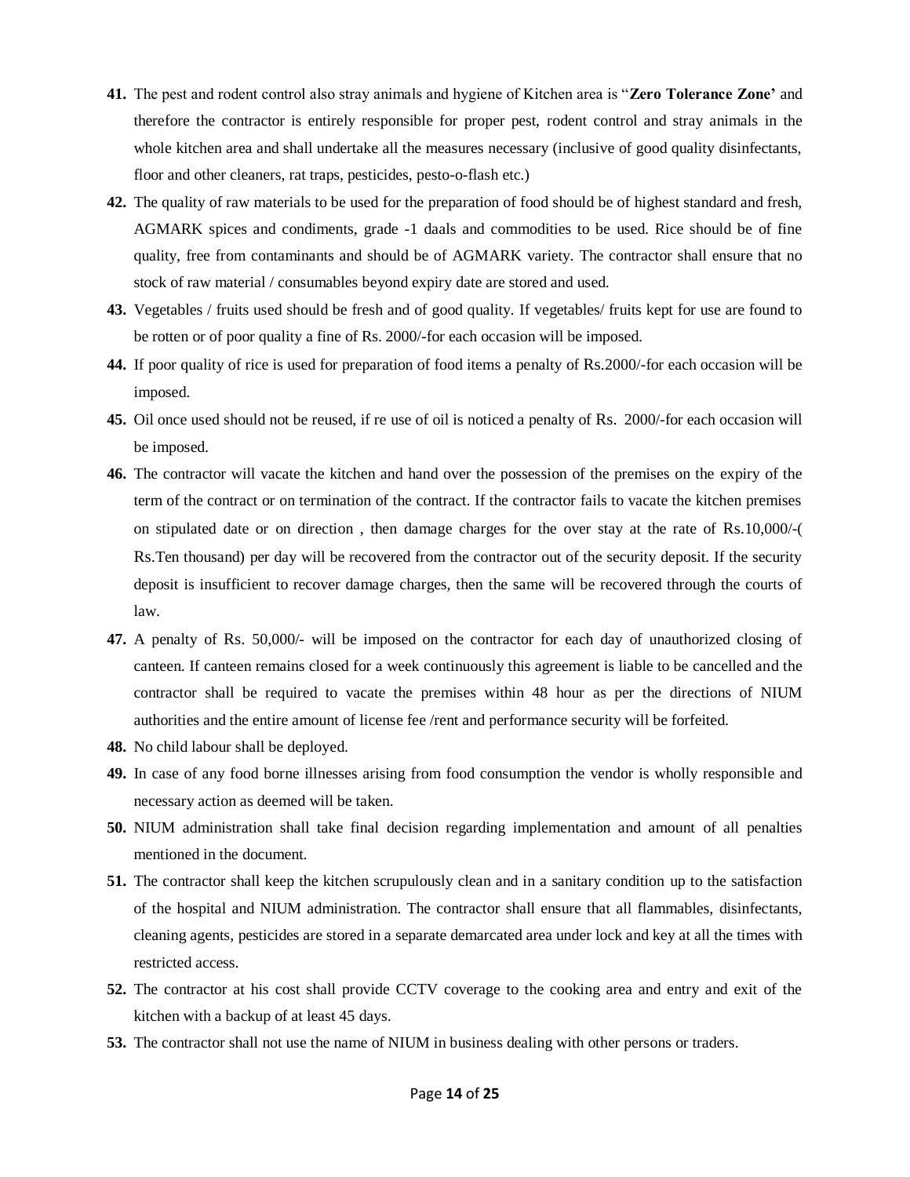41. The pest and rodent control also stray animals and hygiene of Kitchen area is "**Zero Tolerance Zone'** and therefore the contractor is entirely responsible for proper pest, rodent control and stray animals in the whole kitchen area and shall undertake all the measures necessary (inclusive of good quality disinfectants, floor and other cleaners, rat traps, pesticides, pesto-o-flash etc.)
42. The quality of raw materials to be used for the preparation of food should be of highest standard and fresh, AGMARK spices and condiments, grade -1 daals and commodities to be used. Rice should be of fine quality, free from contaminants and should be of AGMARK variety. The contractor shall ensure that no stock of raw material / consumables beyond expiry date are stored and used.
43. Vegetables / fruits used should be fresh and of good quality. If vegetables/ fruits kept for use are found to be rotten or of poor quality a fine of Rs. 2000/-for each occasion will be imposed.
44. If poor quality of rice is used for preparation of food items a penalty of Rs.2000/-for each occasion will be imposed.
45. Oil once used should not be reused, if re use of oil is noticed a penalty of Rs. 2000/-for each occasion will be imposed.
46. The contractor will vacate the kitchen and hand over the possession of the premises on the expiry of the term of the contract or on termination of the contract. If the contractor fails to vacate the kitchen premises on stipulated date or on direction , then damage charges for the over stay at the rate of Rs.10,000/-( Rs.Ten thousand) per day will be recovered from the contractor out of the security deposit. If the security deposit is insufficient to recover damage charges, then the same will be recovered through the courts of law.
47. A penalty of Rs. 50,000/- will be imposed on the contractor for each day of unauthorized closing of canteen. If canteen remains closed for a week continuously this agreement is liable to be cancelled and the contractor shall be required to vacate the premises within 48 hour as per the directions of NIUM authorities and the entire amount of license fee /rent and performance security will be forfeited.
48. No child labour shall be deployed.
49. In case of any food borne illnesses arising from food consumption the vendor is wholly responsible and necessary action as deemed will be taken.
50. NIUM administration shall take final decision regarding implementation and amount of all penalties mentioned in the document.
51. The contractor shall keep the kitchen scrupulously clean and in a sanitary condition up to the satisfaction of the hospital and NIUM administration. The contractor shall ensure that all flammables, disinfectants, cleaning agents, pesticides are stored in a separate demarcated area under lock and key at all the times with restricted access.
52. The contractor at his cost shall provide CCTV coverage to the cooking area and entry and exit of the kitchen with a backup of at least 45 days.
53. The contractor shall not use the name of NIUM in business dealing with other persons or traders.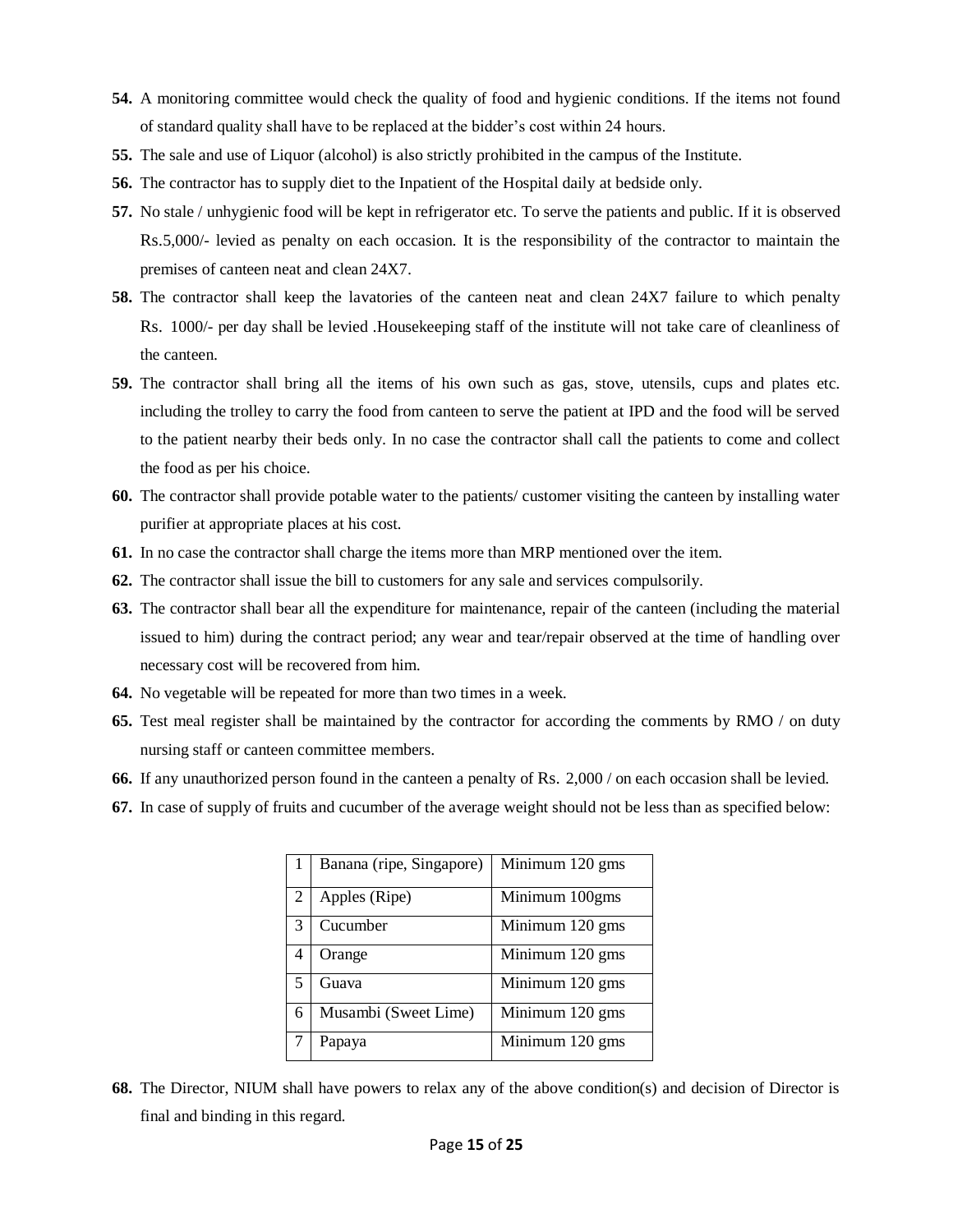**54.** A monitoring committee would check the quality of food and hygienic conditions. If the items not found of standard quality shall have to be replaced at the bidder's cost within 24 hours.

**55.** The sale and use of Liquor (alcohol) is also strictly prohibited in the campus of the Institute.

**56.** The contractor has to supply diet to the Inpatient of the Hospital daily at bedside only.

**57.** No stale / unhygienic food will be kept in refrigerator etc. To serve the patients and public. If it is observed Rs.5,000/- levied as penalty on each occasion. It is the responsibility of the contractor to maintain the premises of canteen neat and clean 24X7.

**58.** The contractor shall keep the lavatories of the canteen neat and clean 24X7 failure to which penalty Rs. 1000/- per day shall be levied .Housekeeping staff of the institute will not take care of cleanliness of the canteen.

**59.** The contractor shall bring all the items of his own such as gas, stove, utensils, cups and plates etc. including the trolley to carry the food from canteen to serve the patient at IPD and the food will be served to the patient nearby their beds only. In no case the contractor shall call the patients to come and collect the food as per his choice.

**60.** The contractor shall provide potable water to the patients/ customer visiting the canteen by installing water purifier at appropriate places at his cost.

**61.** In no case the contractor shall charge the items more than MRP mentioned over the item.

**62.** The contractor shall issue the bill to customers for any sale and services compulsorily.

**63.** The contractor shall bear all the expenditure for maintenance, repair of the canteen (including the material issued to him) during the contract period; any wear and tear/repair observed at the time of handling over necessary cost will be recovered from him.

**64.** No vegetable will be repeated for more than two times in a week.

**65.** Test meal register shall be maintained by the contractor for according the comments by RMO / on duty nursing staff or canteen committee members.

**66.** If any unauthorized person found in the canteen a penalty of Rs. 2,000 / on each occasion shall be levied.

**67.** In case of supply of fruits and cucumber of the average weight should not be less than as specified below:

| | | |
|---|---|---|
| 1 | Banana (ripe, Singapore) | Minimum 120 gms |
| 2 | Apples (Ripe) | Minimum 100gms |
| 3 | Cucumber | Minimum 120 gms |
| 4 | Orange | Minimum 120 gms |
| 5 | Guava | Minimum 120 gms |
| 6 | Musambi (Sweet Lime) | Minimum 120 gms |
| 7 | Papaya | Minimum 120 gms |

**68.** The Director, NIUM shall have powers to relax any of the above condition(s) and decision of Director is final and binding in this regard.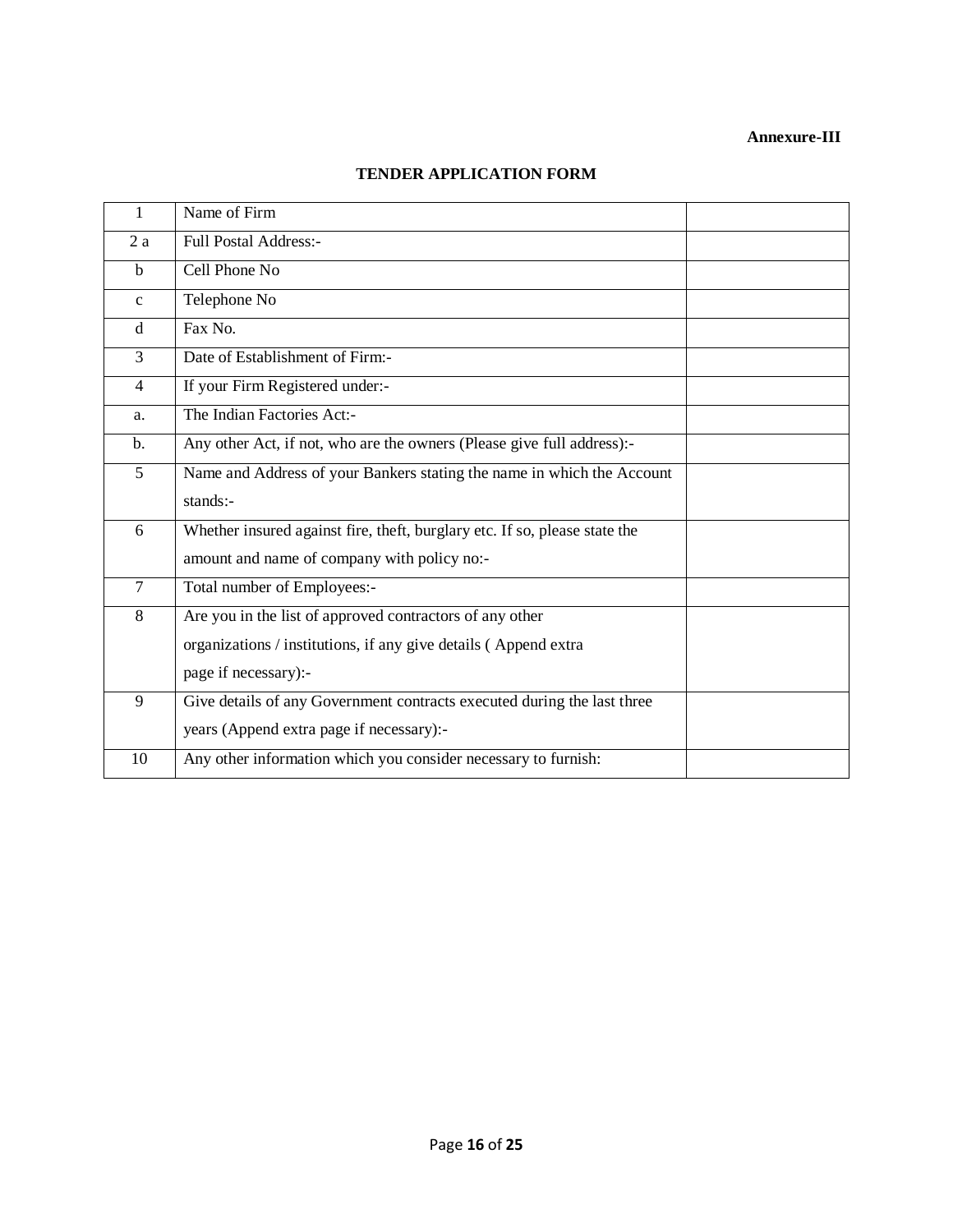**Annexure-III**

## TENDER APPLICATION FORM

| | | |
|---|---|---|
| 1 | Name of Firm | |
| 2 a | Full Postal Address:- | |
| b | Cell Phone No | |
| c | Telephone No | |
| d | Fax No. | |
| 3 | Date of Establishment of Firm:- | |
| 4 | If your Firm Registered under:- | |
| a. | The Indian Factories Act:- | |
| b. | Any other Act, if not, who are the owners (Please give full address):- | |
| 5 | Name and Address of your Bankers stating the name in which the Account stands:- | |
| 6 | Whether insured against fire, theft, burglary etc. If so, please state the amount and name of company with policy no:- | |
| 7 | Total number of Employees:- | |
| 8 | Are you in the list of approved contractors of any other organizations / institutions, if any give details ( Append extra page if necessary):- | |
| 9 | Give details of any Government contracts executed during the last three years (Append extra page if necessary):- | |
| 10 | Any other information which you consider necessary to furnish: | |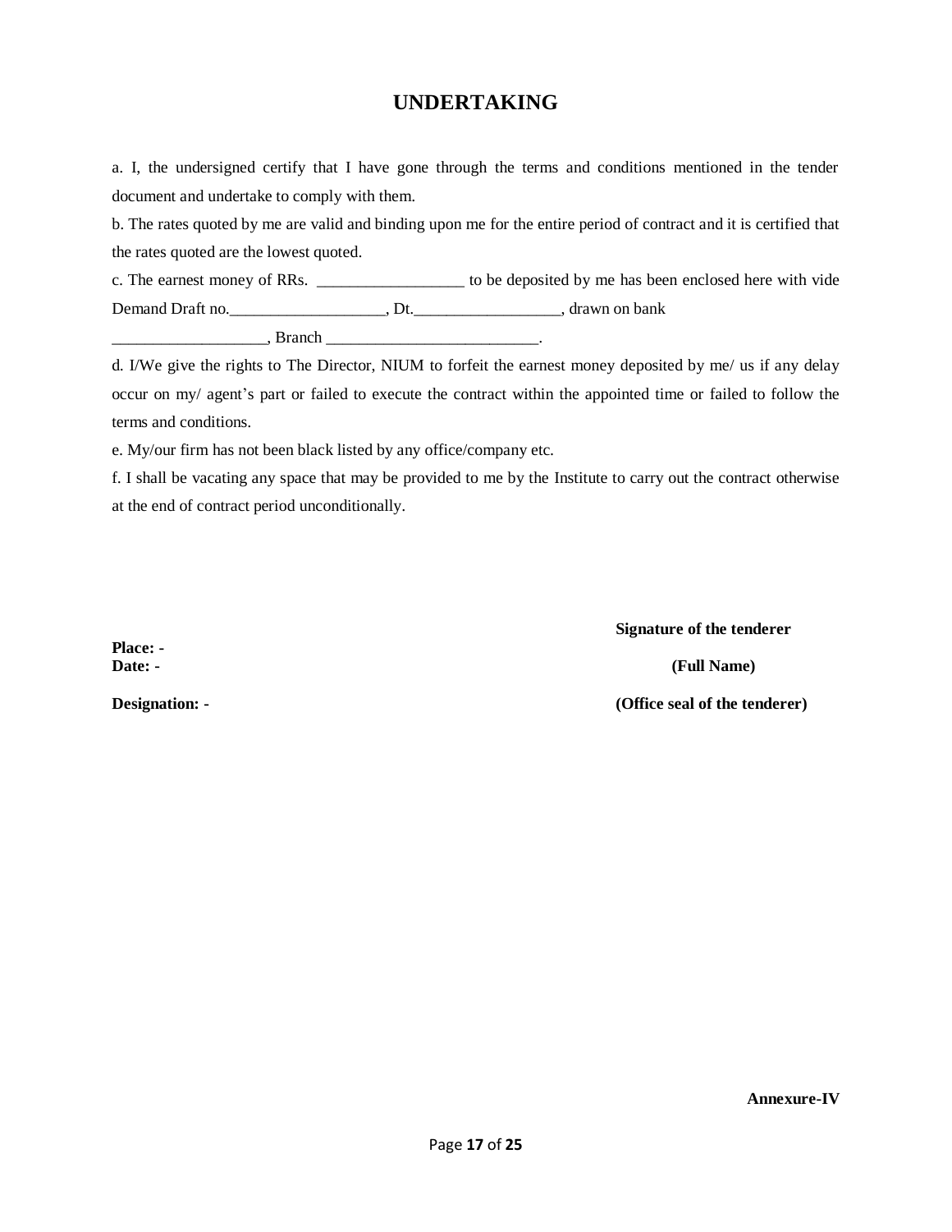# UNDERTAKING

a. I, the undersigned certify that I have gone through the terms and conditions mentioned in the tender document and undertake to comply with them.

b. The rates quoted by me are valid and binding upon me for the entire period of contract and it is certified that the rates quoted are the lowest quoted.

c. The earnest money of RRs. __________________ to be deposited by me has been enclosed here with vide Demand Draft no.___________________, Dt.__________________, drawn on bank ___________________, Branch __________________________.

d. I/We give the rights to The Director, NIUM to forfeit the earnest money deposited by me/ us if any delay occur on my/ agent's part or failed to execute the contract within the appointed time or failed to follow the terms and conditions.

e. My/our firm has not been black listed by any office/company etc.

f. I shall be vacating any space that may be provided to me by the Institute to carry out the contract otherwise at the end of contract period unconditionally.

**Signature of the tenderer**

**Place: -**

**Date: -**

**(Full Name)**

**Designation: -**

**(Office seal of the tenderer)**

**Annexure-IV**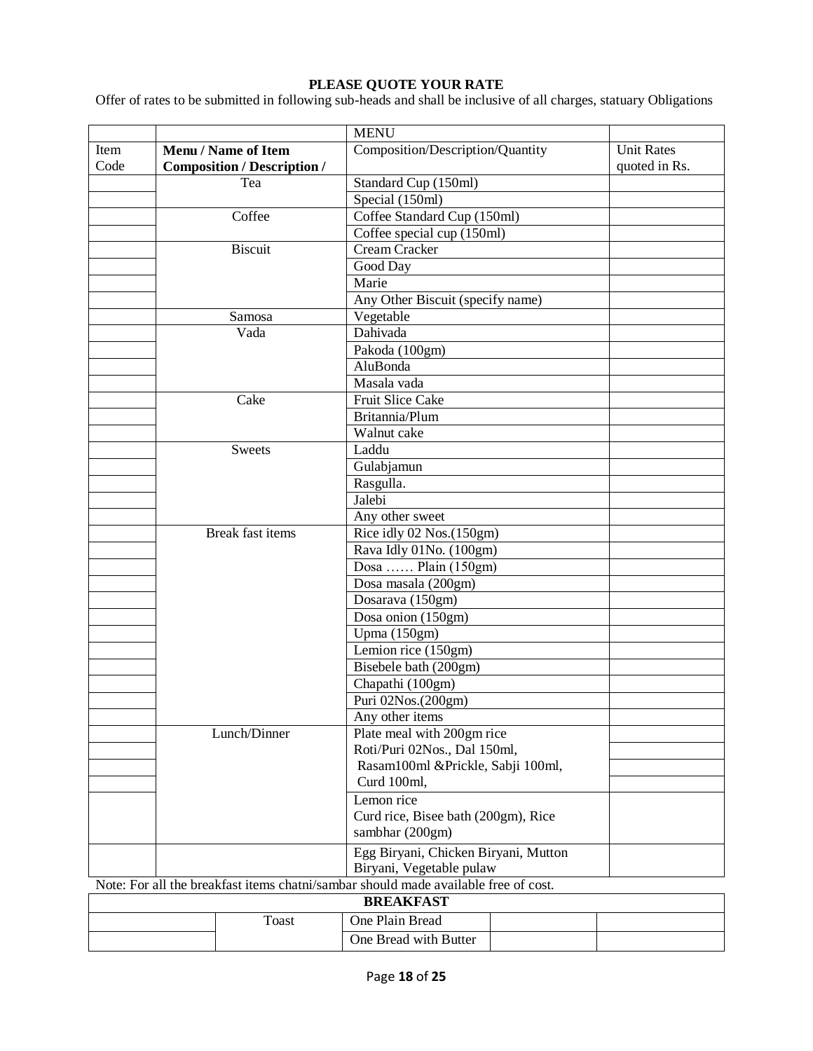**PLEASE QUOTE YOUR RATE**

Offer of rates to be submitted in following sub-heads and shall be inclusive of all charges, statuary Obligations

| | | MENU | |
|---|---|---|---|
| Item Code | **Menu / Name of Item Composition / Description /** | Composition/Description/Quantity | Unit Rates quoted in Rs. |
| | Tea | Standard Cup (150ml) | |
| | | Special (150ml) | |
| | Coffee | Coffee Standard Cup (150ml) | |
| | | Coffee special cup (150ml) | |
| | Biscuit | Cream Cracker | |
| | | Good Day | |
| | | Marie | |
| | | Any Other Biscuit (specify name) | |
| | Samosa | Vegetable | |
| | Vada | Dahivada | |
| | | Pakoda (100gm) | |
| | | AluBonda | |
| | | Masala vada | |
| | Cake | Fruit Slice Cake | |
| | | Britannia/Plum | |
| | | Walnut cake | |
| | Sweets | Laddu | |
| | | Gulabjamun | |
| | | Rasgulla. | |
| | | Jalebi | |
| | | Any other sweet | |
| | Break fast items | Rice idly 02 Nos.(150gm) | |
| | | Rava Idly 01No. (100gm) | |
| | | Dosa …… Plain (150gm) | |
| | | Dosa masala (200gm) | |
| | | Dosarava (150gm) | |
| | | Dosa onion (150gm) | |
| | | Upma (150gm) | |
| | | Lemion rice (150gm) | |
| | | Bisebele bath (200gm) | |
| | | Chapathi (100gm) | |
| | | Puri 02Nos.(200gm) | |
| | | Any other items | |
| | Lunch/Dinner | Plate meal with 200gm rice Roti/Puri 02Nos., Dal 150ml, Rasam100ml &Prickle, Sabji 100ml, Curd 100ml, | |
| | | Lemon rice Curd rice, Bisee bath (200gm), Rice sambhar (200gm) | |
| | | Egg Biryani, Chicken Biryani, Mutton Biryani, Vegetable pulaw | |

Note: For all the breakfast items chatni/sambar should made available free of cost.

| **BREAKFAST** | | | | |
|---|---|---|---|---|
| | Toast | One Plain Bread | | |
| | | One Bread with Butter | | |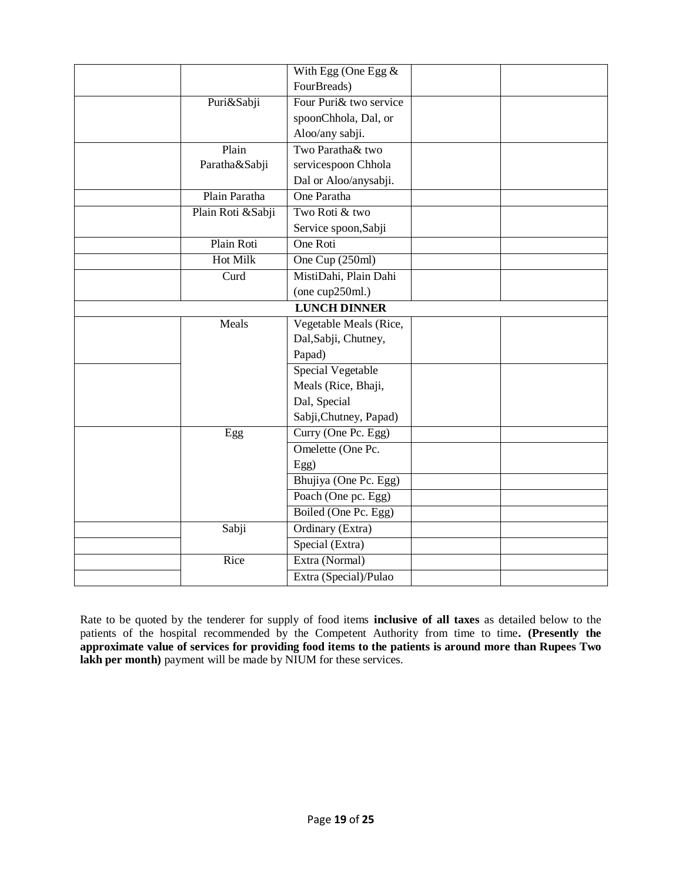| | | With Egg (One Egg & FourBreads) | | |
|---|---|---|---|---|
| | Puri&Sabji | Four Puri& two service spoonChhola, Dal, or Aloo/any sabji. | | |
| | Plain Paratha&Sabji | Two Paratha& two servicespoon Chhola Dal or Aloo/anysabji. | | |
| | Plain Paratha | One Paratha | | |
| | Plain Roti &Sabji | Two Roti & two Service spoon,Sabji | | |
| | Plain Roti | One Roti | | |
| | Hot Milk | One Cup (250ml) | | |
| | Curd | MistiDahi, Plain Dahi (one cup250ml.) | | |
| | | **LUNCH DINNER** | | |
| | Meals | Vegetable Meals (Rice, Dal,Sabji, Chutney, Papad) | | |
| | | Special Vegetable Meals (Rice, Bhaji, Dal, Special Sabji,Chutney, Papad) | | |
| | Egg | Curry (One Pc. Egg) | | |
| | | Omelette (One Pc. Egg) | | |
| | | Bhujiya (One Pc. Egg) | | |
| | | Poach (One pc. Egg) | | |
| | | Boiled (One Pc. Egg) | | |
| | Sabji | Ordinary (Extra) | | |
| | | Special (Extra) | | |
| | Rice | Extra (Normal) | | |
| | | Extra (Special)/Pulao | | |

Rate to be quoted by the tenderer for supply of food items **inclusive of all taxes** as detailed below to the patients of the hospital recommended by the Competent Authority from time to time**. (Presently the approximate value of services for providing food items to the patients is around more than Rupees Two lakh per month)** payment will be made by NIUM for these services.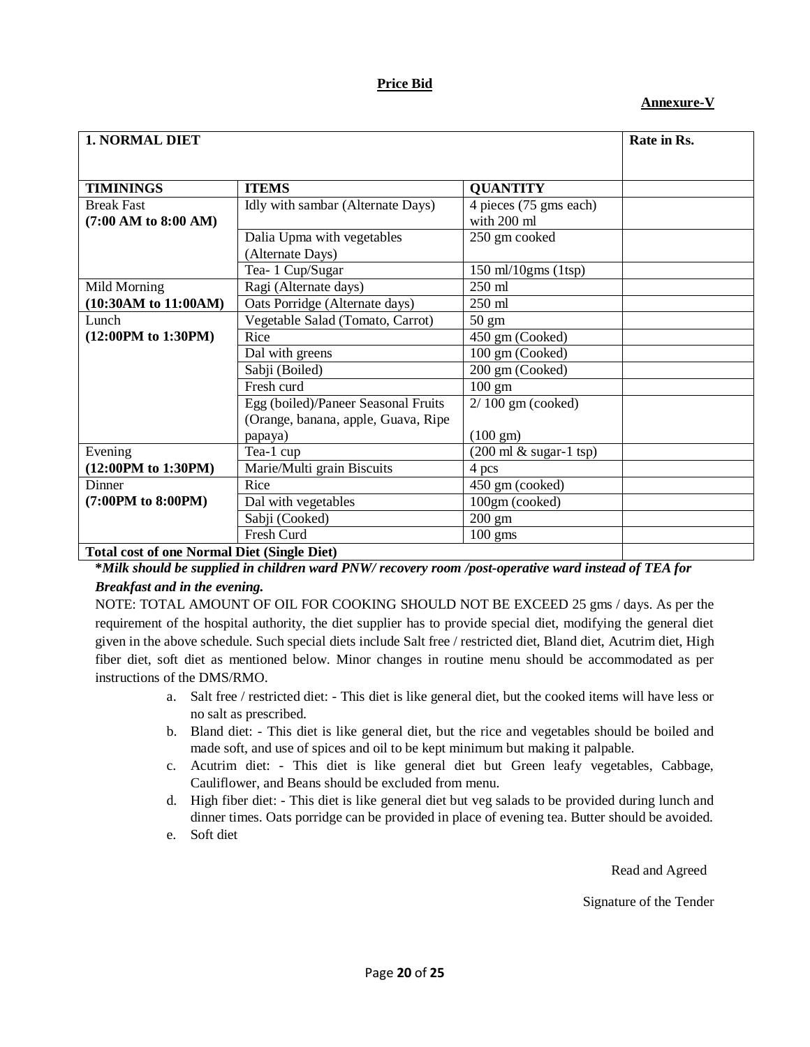**Price Bid**

**Annexure-V**

| **1. NORMAL DIET** | | | **Rate in Rs.** |
|---|---|---|---|
| **TIMININGS** | **ITEMS** | **QUANTITY** | |
| Break Fast **(7:00 AM to 8:00 AM)** | Idly with sambar (Alternate Days) | 4 pieces (75 gms each) with 200 ml | |
| | Dalia Upma with vegetables (Alternate Days) | 250 gm cooked | |
| | Tea- 1 Cup/Sugar | 150 ml/10gms (1tsp) | |
| Mild Morning **(10:30AM to 11:00AM)** | Ragi (Alternate days) | 250 ml | |
| | Oats Porridge (Alternate days) | 250 ml | |
| Lunch **(12:00PM to 1:30PM)** | Vegetable Salad (Tomato, Carrot) | 50 gm | |
| | Rice | 450 gm (Cooked) | |
| | Dal with greens | 100 gm (Cooked) | |
| | Sabji (Boiled) | 200 gm (Cooked) | |
| | Fresh curd | 100 gm | |
| | Egg (boiled)/Paneer Seasonal Fruits (Orange, banana, apple, Guava, Ripe papaya) | 2/ 100 gm (cooked) (100 gm) | |
| Evening **(12:00PM to 1:30PM)** | Tea-1 cup | (200 ml & sugar-1 tsp) | |
| | Marie/Multi grain Biscuits | 4 pcs | |
| Dinner **(7:00PM to 8:00PM)** | Rice | 450 gm (cooked) | |
| | Dal with vegetables | 100gm (cooked) | |
| | Sabji (Cooked) | 200 gm | |
| | Fresh Curd | 100 gms | |
| **Total cost of one Normal Diet (Single Diet)** | | | |

***Milk should be supplied in children ward PNW/ recovery room /post-operative ward instead of TEA for Breakfast and in the evening.***

NOTE: TOTAL AMOUNT OF OIL FOR COOKING SHOULD NOT BE EXCEED 25 gms / days. As per the requirement of the hospital authority, the diet supplier has to provide special diet, modifying the general diet given in the above schedule. Such special diets include Salt free / restricted diet, Bland diet, Acutrim diet, High fiber diet, soft diet as mentioned below. Minor changes in routine menu should be accommodated as per instructions of the DMS/RMO.

a. Salt free / restricted diet: - This diet is like general diet, but the cooked items will have less or no salt as prescribed.
b. Bland diet: - This diet is like general diet, but the rice and vegetables should be boiled and made soft, and use of spices and oil to be kept minimum but making it palpable.
c. Acutrim diet: - This diet is like general diet but Green leafy vegetables, Cabbage, Cauliflower, and Beans should be excluded from menu.
d. High fiber diet: - This diet is like general diet but veg salads to be provided during lunch and dinner times. Oats porridge can be provided in place of evening tea. Butter should be avoided.
e. Soft diet

Read and Agreed

Signature of the Tender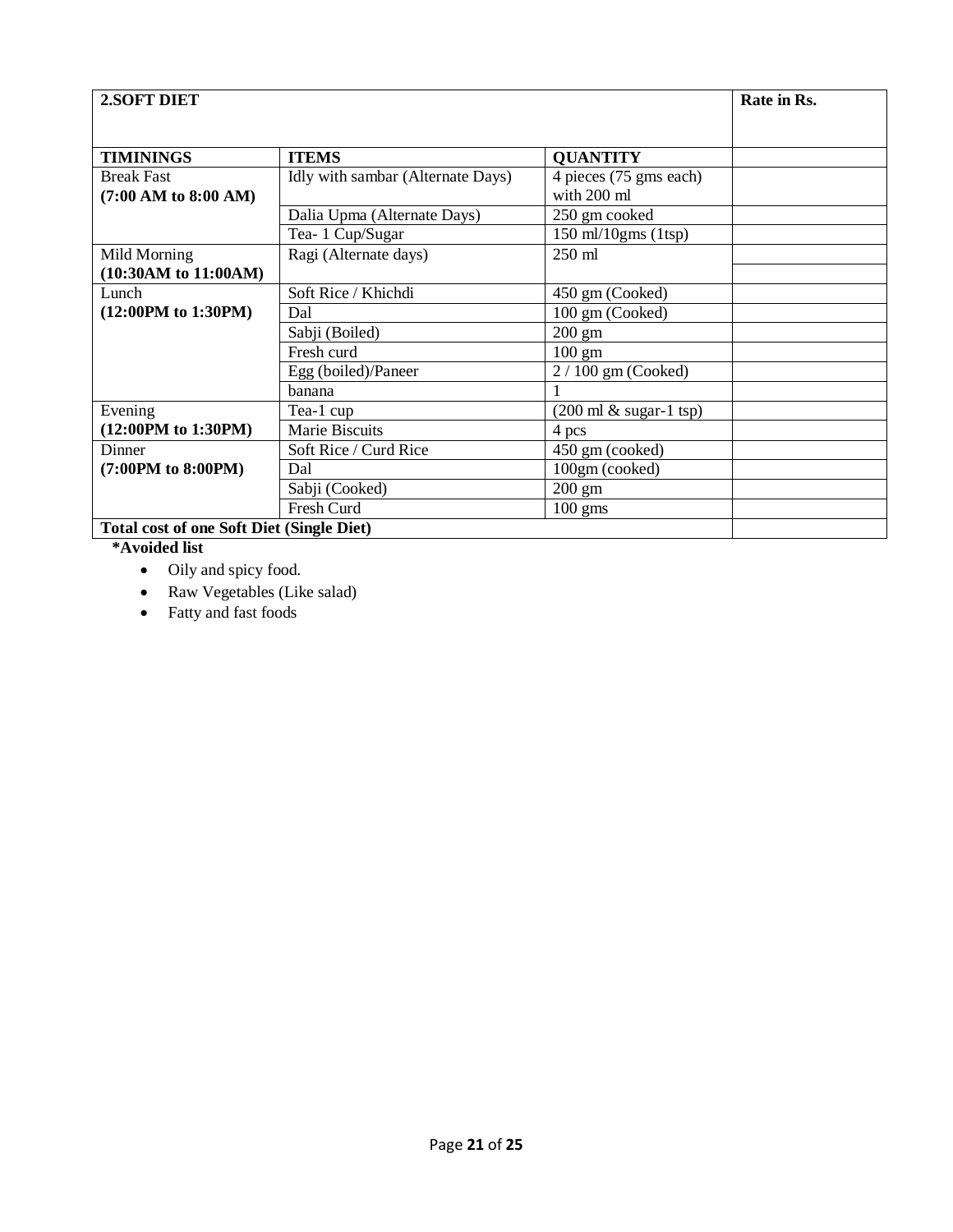| 2.SOFT DIET | | | Rate in Rs. |
|---|---|---|---|
| **TIMININGS** | **ITEMS** | **QUANTITY** | |
| Break Fast **(7:00 AM to 8:00 AM)** | Idly with sambar (Alternate Days) | 4 pieces (75 gms each) with 200 ml | |
| | Dalia Upma (Alternate Days) | 250 gm cooked | |
| | Tea- 1 Cup/Sugar | 150 ml/10gms (1tsp) | |
| Mild Morning **(10:30AM to 11:00AM)** | Ragi (Alternate days) | 250 ml | |
| | | | |
| Lunch **(12:00PM to 1:30PM)** | Soft Rice / Khichdi | 450 gm (Cooked) | |
| | Dal | 100 gm (Cooked) | |
| | Sabji (Boiled) | 200 gm | |
| | Fresh curd | 100 gm | |
| | Egg (boiled)/Paneer | 2 / 100 gm (Cooked) | |
| | banana | 1 | |
| Evening **(12:00PM to 1:30PM)** | Tea-1 cup | (200 ml & sugar-1 tsp) | |
| | Marie Biscuits | 4 pcs | |
| Dinner **(7:00PM to 8:00PM)** | Soft Rice / Curd Rice | 450 gm (cooked) | |
| | Dal | 100gm (cooked) | |
| | Sabji (Cooked) | 200 gm | |
| | Fresh Curd | 100 gms | |
| **Total cost of one Soft Diet (Single Diet)** | | | |

**\*Avoided list**

- Oily and spicy food.
- Raw Vegetables (Like salad)
- Fatty and fast foods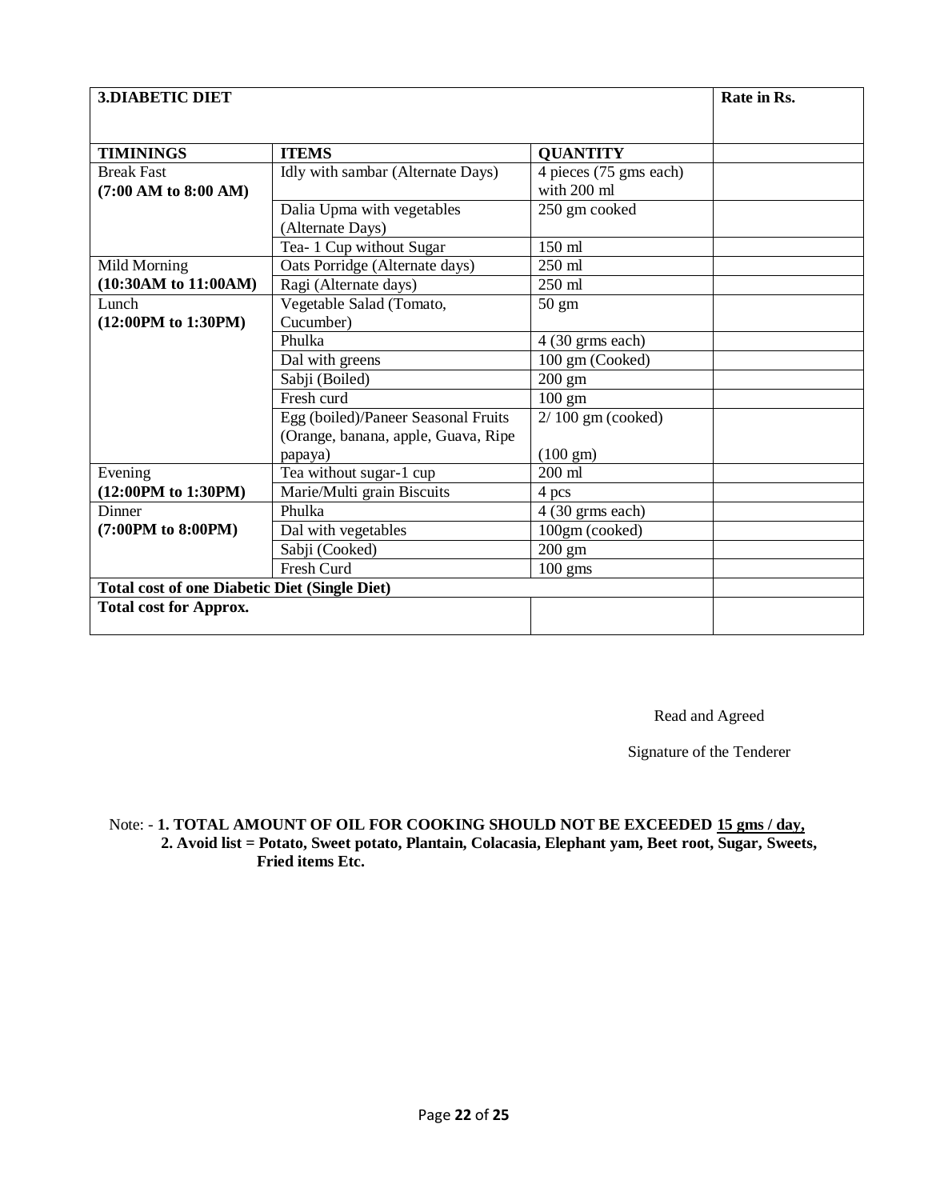| **3.DIABETIC DIET** | | | **Rate in Rs.** |
|---|---|---|---|
| **TIMININGS** | **ITEMS** | **QUANTITY** | |
| Break Fast **(7:00 AM to 8:00 AM)** | Idly with sambar (Alternate Days) | 4 pieces (75 gms each) with 200 ml | |
| | Dalia Upma with vegetables (Alternate Days) | 250 gm cooked | |
| | Tea- 1 Cup without Sugar | 150 ml | |
| Mild Morning **(10:30AM to 11:00AM)** | Oats Porridge (Alternate days) | 250 ml | |
| | Ragi (Alternate days) | 250 ml | |
| Lunch **(12:00PM to 1:30PM)** | Vegetable Salad (Tomato, Cucumber) | 50 gm | |
| | Phulka | 4 (30 grms each) | |
| | Dal with greens | 100 gm (Cooked) | |
| | Sabji (Boiled) | 200 gm | |
| | Fresh curd | 100 gm | |
| | Egg (boiled)/Paneer Seasonal Fruits (Orange, banana, apple, Guava, Ripe papaya) | 2/ 100 gm (cooked) (100 gm) | |
| Evening **(12:00PM to 1:30PM)** | Tea without sugar-1 cup | 200 ml | |
| | Marie/Multi grain Biscuits | 4 pcs | |
| Dinner **(7:00PM to 8:00PM)** | Phulka | 4 (30 grms each) | |
| | Dal with vegetables | 100gm (cooked) | |
| | Sabji (Cooked) | 200 gm | |
| | Fresh Curd | 100 gms | |
| **Total cost of one Diabetic Diet (Single Diet)** | | | |
| **Total cost for Approx.** | | | |

Read and Agreed

Signature of the Tenderer

Note: - **1. TOTAL AMOUNT OF OIL FOR COOKING SHOULD NOT BE EXCEEDED 15 gms / day,**
**2. Avoid list = Potato, Sweet potato, Plantain, Colacasia, Elephant yam, Beet root, Sugar, Sweets, Fried items Etc.**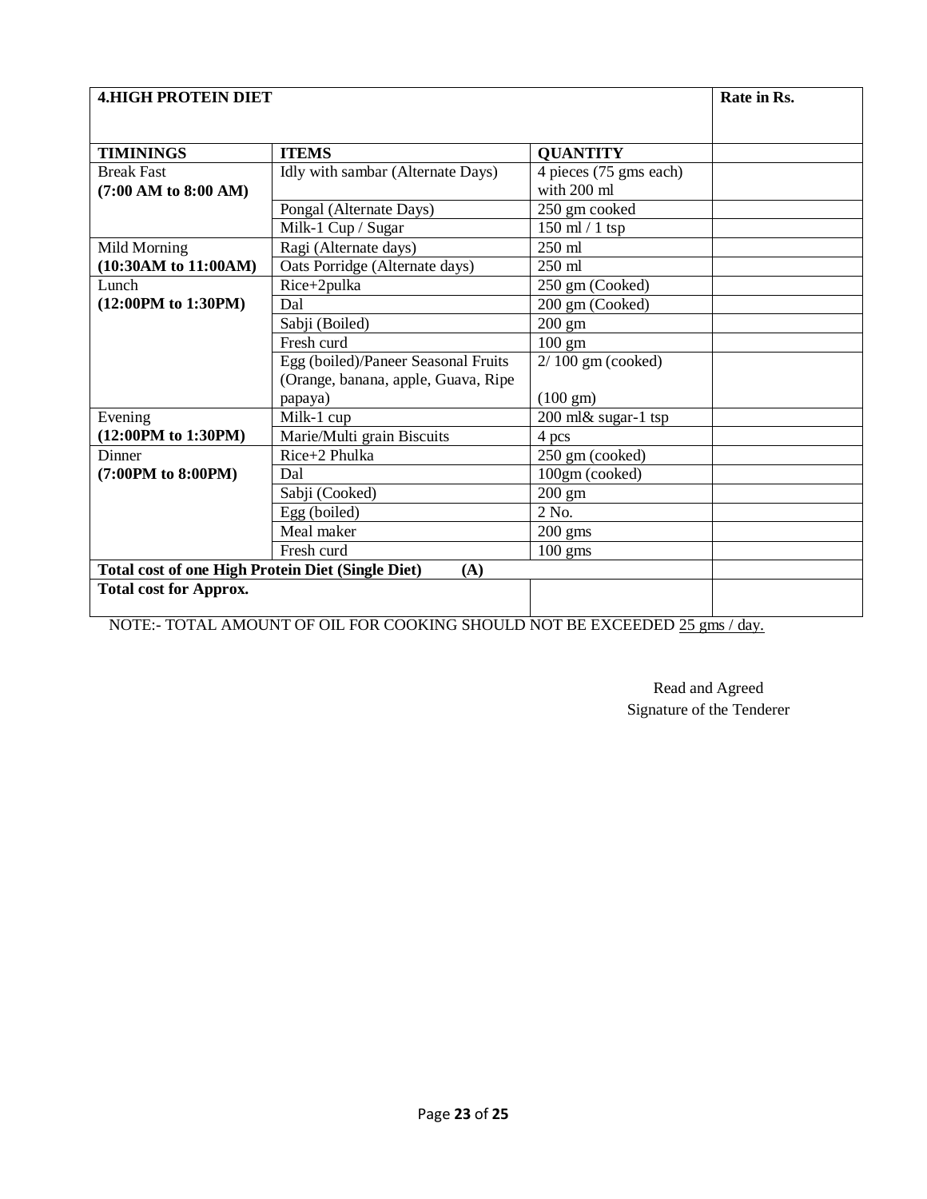| **4.HIGH PROTEIN DIET** | | | **Rate in Rs.** |
|---|---|---|---|
| **TIMININGS** | **ITEMS** | **QUANTITY** | |
| Break Fast **(7:00 AM to 8:00 AM)** | Idly with sambar (Alternate Days) | 4 pieces (75 gms each) with 200 ml | |
| | Pongal (Alternate Days) | 250 gm cooked | |
| | Milk-1 Cup / Sugar | 150 ml / 1 tsp | |
| Mild Morning **(10:30AM to 11:00AM)** | Ragi (Alternate days) | 250 ml | |
| | Oats Porridge (Alternate days) | 250 ml | |
| Lunch **(12:00PM to 1:30PM)** | Rice+2pulka | 250 gm (Cooked) | |
| | Dal | 200 gm (Cooked) | |
| | Sabji (Boiled) | 200 gm | |
| | Fresh curd | 100 gm | |
| | Egg (boiled)/Paneer Seasonal Fruits (Orange, banana, apple, Guava, Ripe papaya) | 2/ 100 gm (cooked) (100 gm) | |
| Evening **(12:00PM to 1:30PM)** | Milk-1 cup | 200 ml& sugar-1 tsp | |
| | Marie/Multi grain Biscuits | 4 pcs | |
| Dinner **(7:00PM to 8:00PM)** | Rice+2 Phulka | 250 gm (cooked) | |
| | Dal | 100gm (cooked) | |
| | Sabji (Cooked) | 200 gm | |
| | Egg (boiled) | 2 No. | |
| | Meal maker | 200 gms | |
| | Fresh curd | 100 gms | |
| **Total cost of one High Protein Diet (Single Diet) (A)** | | | |
| **Total cost for Approx.** | | | |

NOTE:- TOTAL AMOUNT OF OIL FOR COOKING SHOULD NOT BE EXCEEDED 25 gms / day.

Read and Agreed
Signature of the Tenderer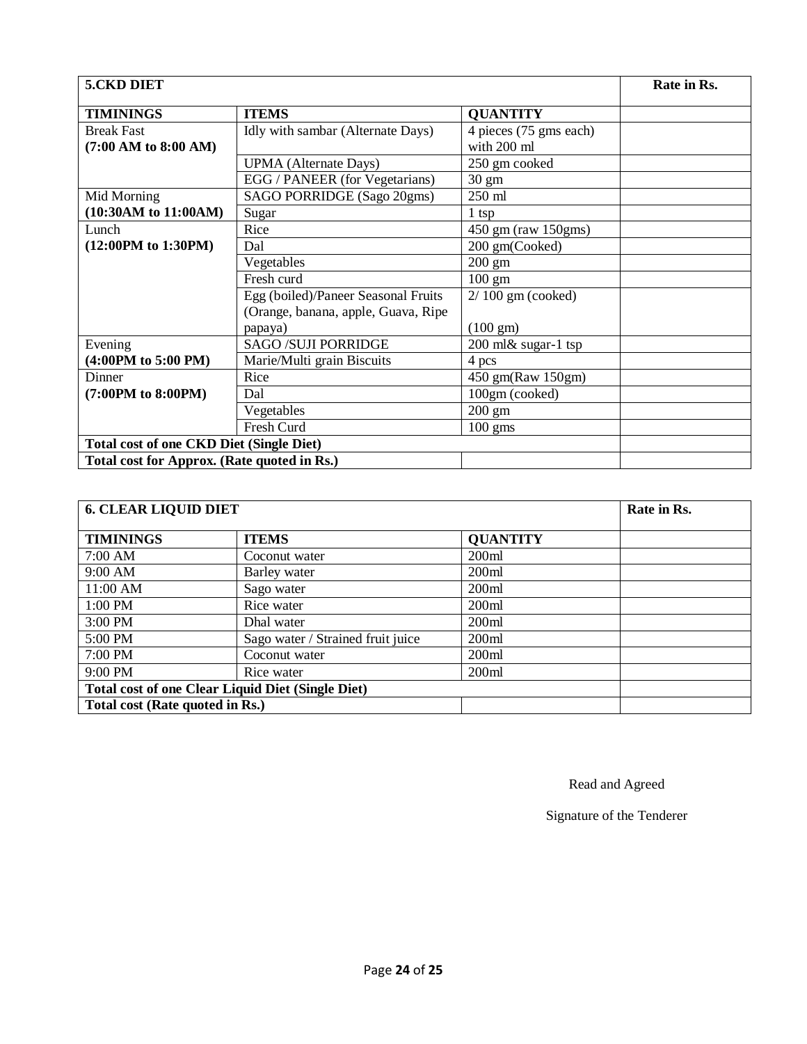| 5.CKD DIET | | | Rate in Rs. |
|---|---|---|---|
| **TIMININGS** | **ITEMS** | **QUANTITY** | |
| Break Fast **(7:00 AM to 8:00 AM)** | Idly with sambar (Alternate Days) | 4 pieces (75 gms each) with 200 ml | |
| | UPMA (Alternate Days) | 250 gm cooked | |
| | EGG / PANEER (for Vegetarians) | 30 gm | |
| Mid Morning **(10:30AM to 11:00AM)** | SAGO PORRIDGE (Sago 20gms) | 250 ml | |
| | Sugar | 1 tsp | |
| Lunch **(12:00PM to 1:30PM)** | Rice | 450 gm (raw 150gms) | |
| | Dal | 200 gm(Cooked) | |
| | Vegetables | 200 gm | |
| | Fresh curd | 100 gm | |
| | Egg (boiled)/Paneer Seasonal Fruits (Orange, banana, apple, Guava, Ripe papaya) | 2/ 100 gm (cooked) (100 gm) | |
| Evening **(4:00PM to 5:00 PM)** | SAGO /SUJI PORRIDGE | 200 ml& sugar-1 tsp | |
| | Marie/Multi grain Biscuits | 4 pcs | |
| Dinner **(7:00PM to 8:00PM)** | Rice | 450 gm(Raw 150gm) | |
| | Dal | 100gm (cooked) | |
| | Vegetables | 200 gm | |
| | Fresh Curd | 100 gms | |
| **Total cost of one CKD Diet (Single Diet)** | | | |
| **Total cost for Approx. (Rate quoted in Rs.)** | | | |

| 6. CLEAR LIQUID DIET | | | Rate in Rs. |
|---|---|---|---|
| **TIMININGS** | **ITEMS** | **QUANTITY** | |
| 7:00 AM | Coconut water | 200ml | |
| 9:00 AM | Barley water | 200ml | |
| 11:00 AM | Sago water | 200ml | |
| 1:00 PM | Rice water | 200ml | |
| 3:00 PM | Dhal water | 200ml | |
| 5:00 PM | Sago water / Strained fruit juice | 200ml | |
| 7:00 PM | Coconut water | 200ml | |
| 9:00 PM | Rice water | 200ml | |
| **Total cost of one Clear Liquid Diet (Single Diet)** | | | |
| **Total cost (Rate quoted in Rs.)** | | | |

Read and Agreed

Signature of the Tenderer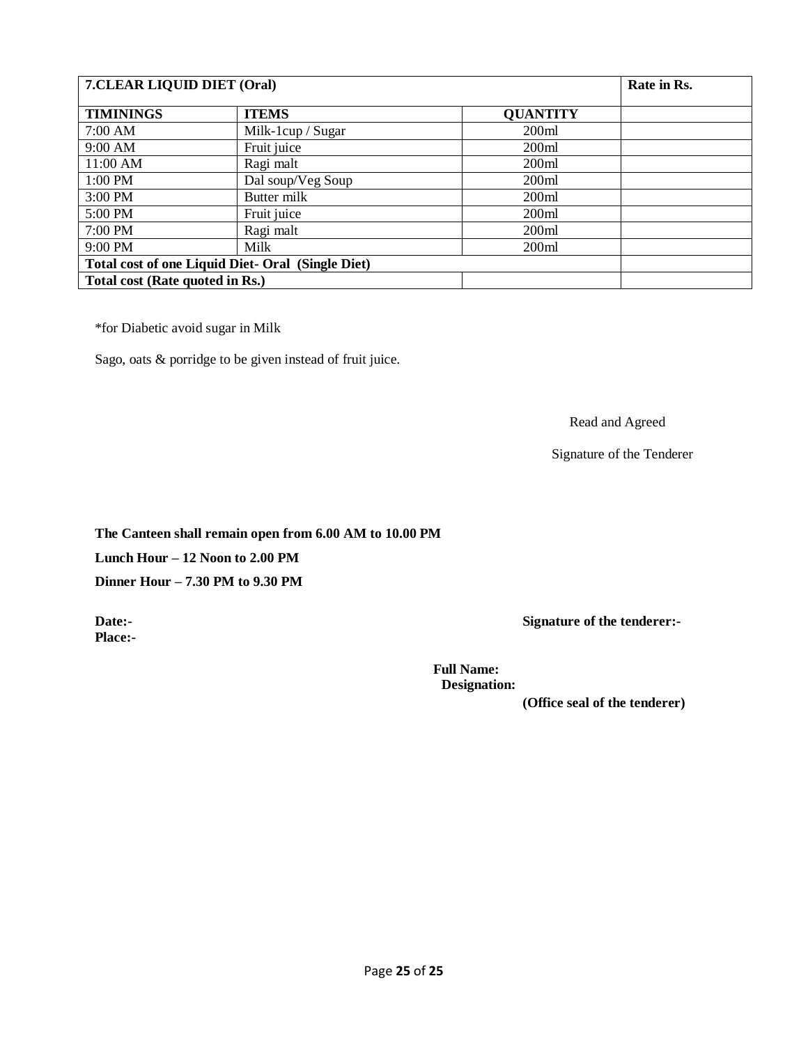| 7.CLEAR LIQUID DIET (Oral) | | | Rate in Rs. |
|---|---|---|---|
| **TIMININGS** | **ITEMS** | **QUANTITY** | |
| 7:00 AM | Milk-1cup / Sugar | 200ml | |
| 9:00 AM | Fruit juice | 200ml | |
| 11:00 AM | Ragi malt | 200ml | |
| 1:00 PM | Dal soup/Veg Soup | 200ml | |
| 3:00 PM | Butter milk | 200ml | |
| 5:00 PM | Fruit juice | 200ml | |
| 7:00 PM | Ragi malt | 200ml | |
| 9:00 PM | Milk | 200ml | |
| **Total cost of one Liquid Diet- Oral (Single Diet)** | | | |
| **Total cost (Rate quoted in Rs.)** | | | |

*for Diabetic avoid sugar in Milk

Sago, oats & porridge to be given instead of fruit juice.

Read and Agreed

Signature of the Tenderer

**The Canteen shall remain open from 6.00 AM to 10.00 PM**

**Lunch Hour – 12 Noon to 2.00 PM**

**Dinner Hour – 7.30 PM to 9.30 PM**

**Date:-**

**Place:-**

**Signature of the tenderer:-**

**Full Name:**

**Designation:**

**(Office seal of the tenderer)**